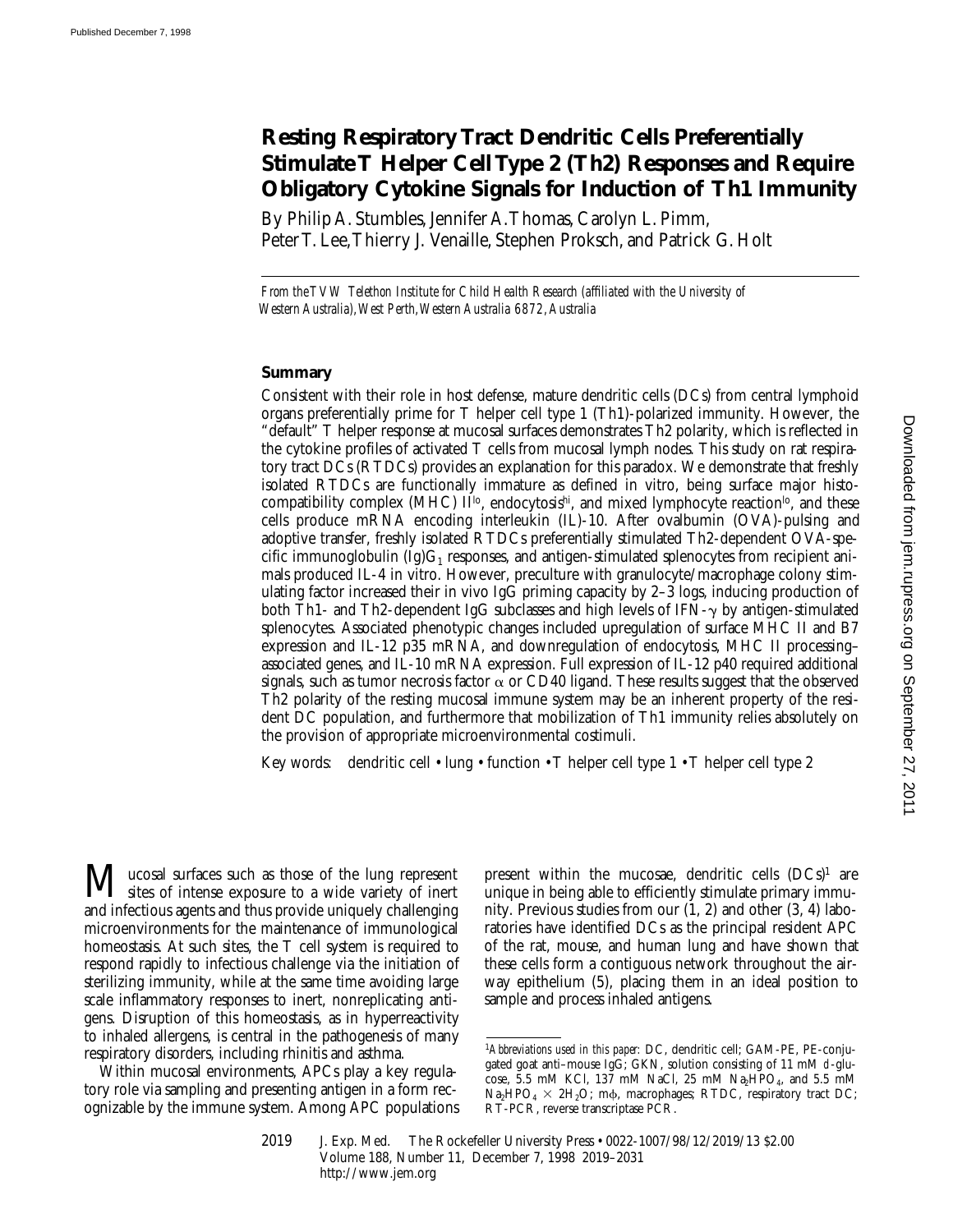# Resting Respiratory Tract Dendritic Cells Preferentially Stimulate T Helper Cell Type 2 (Th2) Responses and Require Obligatory Cytokine Signals for Induction of Th1 Immunity

By Philip A. Stumbles, Jennifer A. Thomas, Carolyn L. Pimm, Peter T. Lee, Thierry J. Venaille, Stephen Proksch, and Patrick G. Holt

*From the TVW Telethon Institute for Child Health Research (affiliated with the University of Western Australia), West Perth, Western Australia 6872, Australia*

## Summary

Consistent with their role in host defense, mature dendritic cells (DCs) from central lymphoid organs preferentially prime for T helper cell type 1 (Th1)-polarized immunity. However, the "default" T helper response at mucosal surfaces demonstrates Th2 polarity, which is reflected in the cytokine profiles of activated T cells from mucosal lymph nodes. This study on rat respiratory tract DCs (RTDCs) provides an explanation for this paradox. We demonstrate that freshly isolated RTDCs are functionally immature as defined in vitro, being surface major histocompatibility complex (MHC) $II^{lo}$, $endocytosis^{hi}$, and mixed lymphocyte $reaction^{lo}$, and these cells produce mRNA encoding interleukin (IL)-10. After ovalbumin (OVA)-pulsing and adoptive transfer, freshly isolated RTDCs preferentially stimulated Th2-dependent OVA-specific immunoglobulin $(Ig)G_1$ responses, and antigen-stimulated splenocytes from recipient animals produced IL-4 in vitro. However, preculture with granulocyte/macrophage colony stimulating factor increased their in vivo IgG priming capacity by 2–3 logs, inducing production of both Th1- and Th2-dependent IgG subclasses and high levels of IFN-$\gamma$ by antigen-stimulated splenocytes. Associated phenotypic changes included upregulation of surface MHC II and B7 expression and IL-12 p35 mRNA, and downregulation of endocytosis, MHC II processing–associated genes, and IL-10 mRNA expression. Full expression of IL-12 p40 required additional signals, such as tumor necrosis factor $\alpha$ or CD40 ligand. These results suggest that the observed Th2 polarity of the resting mucosal immune system may be an inherent property of the resident DC population, and furthermore that mobilization of Th1 immunity relies absolutely on the provision of appropriate microenvironmental costimuli.

Key words: dendritic cell • lung • function • T helper cell type 1 • T helper cell type 2

Mucosal surfaces such as those of the lung represent sites of intense exposure to a wide variety of inert and infectious agents and thus provide uniquely challenging microenvironments for the maintenance of immunological homeostasis. At such sites, the T cell system is required to respond rapidly to infectious challenge via the initiation of sterilizing immunity, while at the same time avoiding large scale inflammatory responses to inert, nonreplicating antigens. Disruption of this homeostasis, as in hyperreactivity to inhaled allergens, is central in the pathogenesis of many respiratory disorders, including rhinitis and asthma.

Within mucosal environments, APCs play a key regulatory role via sampling and presenting antigen in a form recognizable by the immune system. Among APC populations present within the mucosae, dendritic cells (DCs)[1] are unique in being able to efficiently stimulate primary immunity. Previous studies from our (1, 2) and other (3, 4) laboratories have identified DCs as the principal resident APC of the rat, mouse, and human lung and have shown that these cells form a contiguous network throughout the airway epithelium (5), placing them in an ideal position to sample and process inhaled antigens.

[1] *Abbreviations used in this paper:* DC, dendritic cell; GAM-PE, PE-conjugated goat anti–mouse IgG; GKN, solution consisting of 11 mM D-glucose, 5.5 mM KCl, 137 mM NaCl, 25 mM $Na_2HPO_4$, and 5.5 mM $Na_2HPO_4 \times 2H_2O$; m$\phi$, macrophages; RTDC, respiratory tract DC; RT-PCR, reverse transcriptase PCR.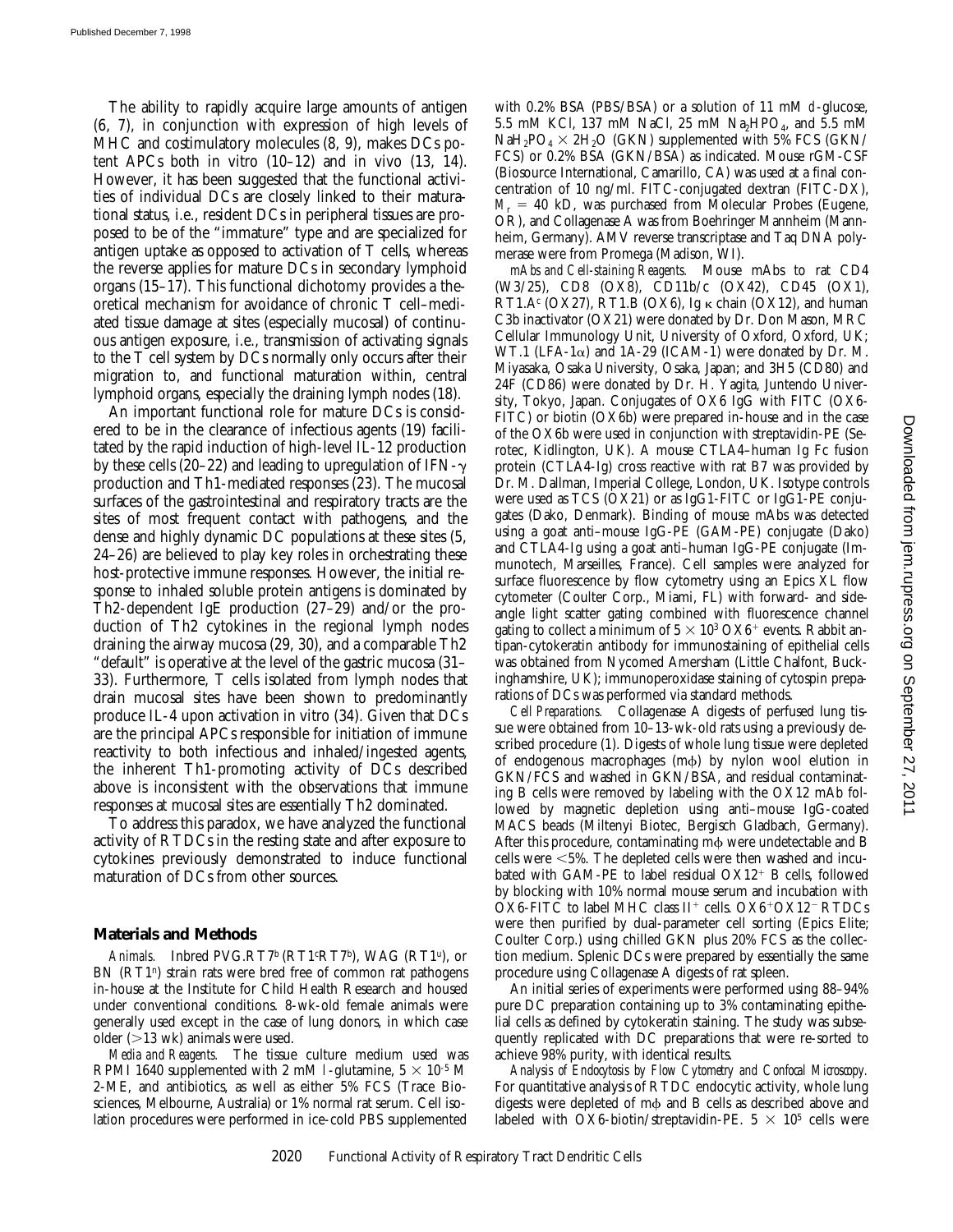The ability to rapidly acquire large amounts of antigen (6, 7), in conjunction with expression of high levels of MHC and costimulatory molecules (8, 9), makes DCs potent APCs both in vitro (10–12) and in vivo (13, 14). However, it has been suggested that the functional activities of individual DCs are closely linked to their maturational status, i.e., resident DCs in peripheral tissues are proposed to be of the "immature" type and are specialized for antigen uptake as opposed to activation of T cells, whereas the reverse applies for mature DCs in secondary lymphoid organs (15–17). This functional dichotomy provides a theoretical mechanism for avoidance of chronic T cell–mediated tissue damage at sites (especially mucosal) of continuous antigen exposure, i.e., transmission of activating signals to the T cell system by DCs normally only occurs after their migration to, and functional maturation within, central lymphoid organs, especially the draining lymph nodes (18).

An important functional role for mature DCs is considered to be in the clearance of infectious agents (19) facilitated by the rapid induction of high-level IL-12 production by these cells (20–22) and leading to upregulation of IFN-γ production and Th1-mediated responses (23). The mucosal surfaces of the gastrointestinal and respiratory tracts are the sites of most frequent contact with pathogens, and the dense and highly dynamic DC populations at these sites (5, 24–26) are believed to play key roles in orchestrating these host-protective immune responses. However, the initial response to inhaled soluble protein antigens is dominated by Th2-dependent IgE production (27–29) and/or the production of Th2 cytokines in the regional lymph nodes draining the airway mucosa (29, 30), and a comparable Th2 "default" is operative at the level of the gastric mucosa (31–33). Furthermore, T cells isolated from lymph nodes that drain mucosal sites have been shown to predominantly produce IL-4 upon activation in vitro (34). Given that DCs are the principal APCs responsible for initiation of immune reactivity to both infectious and inhaled/ingested agents, the inherent Th1-promoting activity of DCs described above is inconsistent with the observations that immune responses at mucosal sites are essentially Th2 dominated.

To address this paradox, we have analyzed the functional activity of RTDCs in the resting state and after exposure to cytokines previously demonstrated to induce functional maturation of DCs from other sources.

## Materials and Methods

*Animals.* Inbred PVG.RT7[b] (RT1[c]RT7[b]), WAG (RT1[u]), or BN (RT1[n]) strain rats were bred free of common rat pathogens in-house at the Institute for Child Health Research and housed under conventional conditions. 8-wk-old female animals were generally used except in the case of lung donors, in which case older (>13 wk) animals were used.

*Media and Reagents.* The tissue culture medium used was RPMI 1640 supplemented with 2 mM l-glutamine, $5 \times 10^{-5}$ M 2-ME, and antibiotics, as well as either 5% FCS (Trace Biosciences, Melbourne, Australia) or 1% normal rat serum. Cell isolation procedures were performed in ice-cold PBS supplemented with 0.2% BSA (PBS/BSA) or a solution of 11 mM d-glucose, 5.5 mM KCl, 137 mM NaCl, 25 mM $Na_2HPO_4$, and 5.5 mM $NaH_2PO_4 \times 2H_2O$ (GKN) supplemented with 5% FCS (GKN/FCS) or 0.2% BSA (GKN/BSA) as indicated. Mouse rGM-CSF (Biosource International, Camarillo, CA) was used at a final concentration of 10 ng/ml. FITC-conjugated dextran (FITC-DX), $M_r$ = 40 kD, was purchased from Molecular Probes (Eugene, OR), and Collagenase A was from Boehringer Mannheim (Mannheim, Germany). AMV reverse transcriptase and Taq DNA polymerase were from Promega (Madison, WI).

*mAbs and Cell-staining Reagents.* Mouse mAbs to rat CD4 (W3/25), CD8 (OX8), CD11b/c (OX42), CD45 (OX1), RT1.A[c] (OX27), RT1.B (OX6), Ig κ chain (OX12), and human C3b inactivator (OX21) were donated by Dr. Don Mason, MRC Cellular Immunology Unit, University of Oxford, Oxford, UK; WT.1 (LFA-1α) and 1A-29 (ICAM-1) were donated by Dr. M. Miyasaka, Osaka University, Osaka, Japan; and 3H5 (CD80) and 24F (CD86) were donated by Dr. H. Yagita, Juntendo University, Tokyo, Japan. Conjugates of OX6 IgG with FITC (OX6-FITC) or biotin (OX6b) were prepared in-house and in the case of the OX6b were used in conjunction with streptavidin-PE (Serotec, Kidlington, UK). A mouse CTLA4–human Ig Fc fusion protein (CTLA4-Ig) cross reactive with rat B7 was provided by Dr. M. Dallman, Imperial College, London, UK. Isotype controls were used as TCS (OX21) or as IgG1-FITC or IgG1-PE conjugates (Dako, Denmark). Binding of mouse mAbs was detected using a goat anti–mouse IgG-PE (GAM-PE) conjugate (Dako) and CTLA4-Ig using a goat anti–human IgG-PE conjugate (Immunotech, Marseilles, France). Cell samples were analyzed for surface fluorescence by flow cytometry using an Epics XL flow cytometer (Coulter Corp., Miami, FL) with forward- and side-angle light scatter gating combined with fluorescence channel gating to collect a minimum of $5 \times 10^3$ OX6[+] events. Rabbit anti-pan-cytokeratin antibody for immunostaining of epithelial cells was obtained from Nycomed Amersham (Little Chalfont, Buckinghamshire, UK); immunoperoxidase staining of cytospin preparations of DCs was performed via standard methods.

*Cell Preparations.* Collagenase A digests of perfused lung tissue were obtained from 10–13-wk-old rats using a previously described procedure (1). Digests of whole lung tissue were depleted of endogenous macrophages (mφ) by nylon wool elution in GKN/FCS and washed in GKN/BSA, and residual contaminating B cells were removed by labeling with the OX12 mAb followed by magnetic depletion using anti–mouse IgG-coated MACS beads (Miltenyi Biotec, Bergisch Gladbach, Germany). After this procedure, contaminating mφ were undetectable and B cells were <5%. The depleted cells were then washed and incubated with GAM-PE to label residual OX12[+] B cells, followed by blocking with 10% normal mouse serum and incubation with OX6-FITC to label MHC class II[+] cells. OX6[+]OX12[−] RTDCs were then purified by dual-parameter cell sorting (Epics Elite; Coulter Corp.) using chilled GKN plus 20% FCS as the collection medium. Splenic DCs were prepared by essentially the same procedure using Collagenase A digests of rat spleen.

An initial series of experiments were performed using 88–94% pure DC preparation containing up to 3% contaminating epithelial cells as defined by cytokeratin staining. The study was subsequently replicated with DC preparations that were re-sorted to achieve 98% purity, with identical results.

*Analysis of Endocytosis by Flow Cytometry and Confocal Microscopy.* For quantitative analysis of RTDC endocytic activity, whole lung digests were depleted of mφ and B cells as described above and labeled with OX6-biotin/streptavidin-PE. $5 \times 10^5$ cells were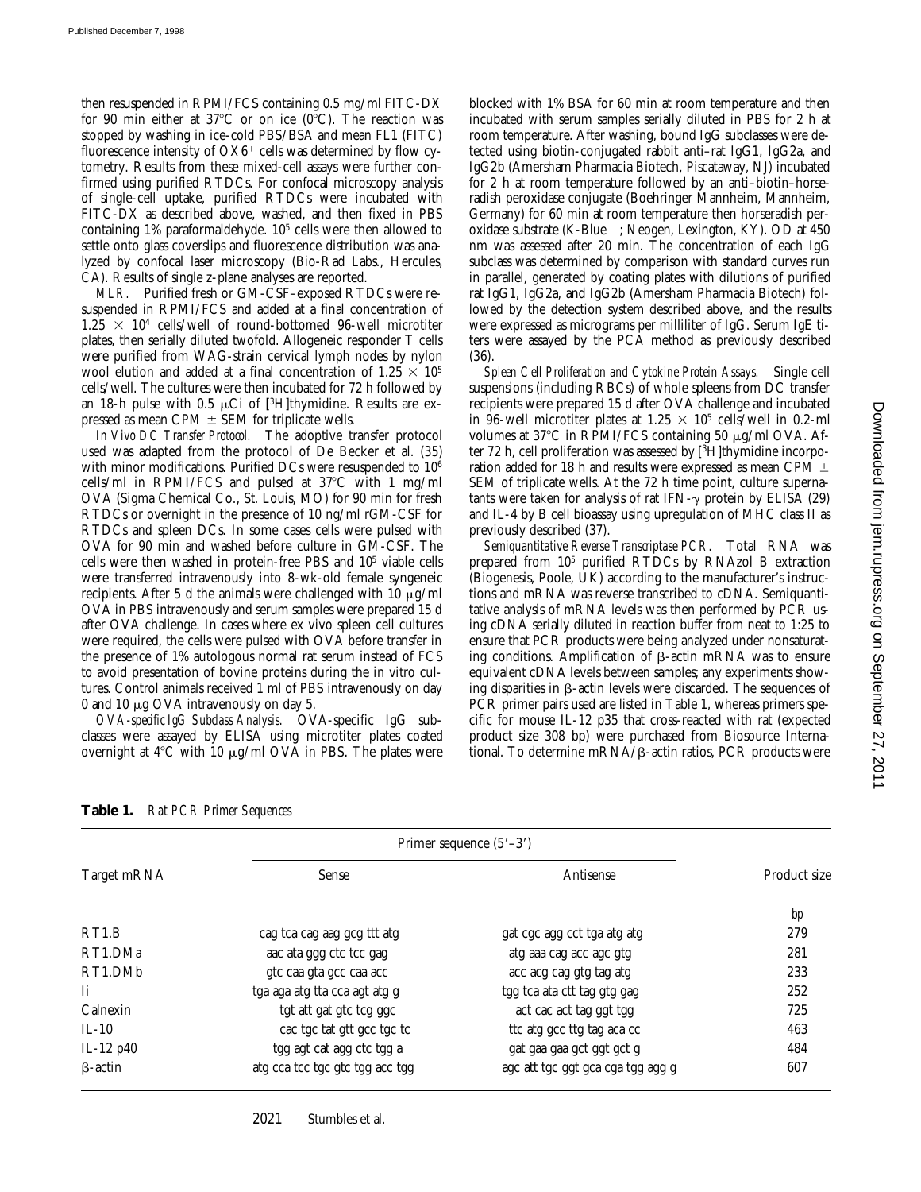then resuspended in RPMI/FCS containing 0.5 mg/ml FITC-DX for 90 min either at 37°C or on ice (0°C). The reaction was stopped by washing in ice-cold PBS/BSA and mean FL1 (FITC) fluorescence intensity of $OX6^+$ cells was determined by flow cytometry. Results from these mixed-cell assays were further confirmed using purified RTDCs. For confocal microscopy analysis of single-cell uptake, purified RTDCs were incubated with FITC-DX as described above, washed, and then fixed in PBS containing 1% paraformaldehyde. $10^5$ cells were then allowed to settle onto glass coverslips and fluorescence distribution was analyzed by confocal laser microscopy (Bio-Rad Labs., Hercules, CA). Results of single z-plane analyses are reported.

*MLR.* Purified fresh or GM-CSF–exposed RTDCs were resuspended in RPMI/FCS and added at a final concentration of $1.25 \times 10^4$ cells/well of round-bottomed 96-well microtiter plates, then serially diluted twofold. Allogeneic responder T cells were purified from WAG-strain cervical lymph nodes by nylon wool elution and added at a final concentration of $1.25 \times 10^5$ cells/well. The cultures were then incubated for 72 h followed by an 18-h pulse with 0.5 μCi of [$^3$H]thymidine. Results are expressed as mean CPM ± SEM for triplicate wells.

*In Vivo DC Transfer Protocol.* The adoptive transfer protocol used was adapted from the protocol of De Becker et al. (35) with minor modifications. Purified DCs were resuspended to $10^6$ cells/ml in RPMI/FCS and pulsed at 37°C with 1 mg/ml OVA (Sigma Chemical Co., St. Louis, MO) for 90 min for fresh RTDCs or overnight in the presence of 10 ng/ml rGM-CSF for RTDCs and spleen DCs. In some cases cells were pulsed with OVA for 90 min and washed before culture in GM-CSF. The cells were then washed in protein-free PBS and $10^5$ viable cells were transferred intravenously into 8-wk-old female syngeneic recipients. After 5 d the animals were challenged with 10 μg/ml OVA in PBS intravenously and serum samples were prepared 15 d after OVA challenge. In cases where ex vivo spleen cell cultures were required, the cells were pulsed with OVA before transfer in the presence of 1% autologous normal rat serum instead of FCS to avoid presentation of bovine proteins during the in vitro cultures. Control animals received 1 ml of PBS intravenously on day 0 and 10 μg OVA intravenously on day 5.

*OVA-specific IgG Subclass Analysis.* OVA-specific IgG subclasses were assayed by ELISA using microtiter plates coated overnight at 4°C with 10 μg/ml OVA in PBS. The plates were blocked with 1% BSA for 60 min at room temperature and then incubated with serum samples serially diluted in PBS for 2 h at room temperature. After washing, bound IgG subclasses were detected using biotin-conjugated rabbit anti–rat IgG1, IgG2a, and IgG2b (Amersham Pharmacia Biotech, Piscataway, NJ) incubated for 2 h at room temperature followed by an anti–biotin–horseradish peroxidase conjugate (Boehringer Mannheim, Mannheim, Germany) for 60 min at room temperature then horseradish peroxidase substrate (K-Blue; Neogen, Lexington, KY). OD at 450 nm was assessed after 20 min. The concentration of each IgG subclass was determined by comparison with standard curves run in parallel, generated by coating plates with dilutions of purified rat IgG1, IgG2a, and IgG2b (Amersham Pharmacia Biotech) followed by the detection system described above, and the results were expressed as micrograms per milliliter of IgG. Serum IgE titers were assayed by the PCA method as previously described (36).

*Spleen Cell Proliferation and Cytokine Protein Assays.* Single cell suspensions (including RBCs) of whole spleens from DC transfer recipients were prepared 15 d after OVA challenge and incubated in 96-well microtiter plates at $1.25 \times 10^5$ cells/well in 0.2-ml volumes at 37°C in RPMI/FCS containing 50 μg/ml OVA. After 72 h, cell proliferation was assessed by [$^3$H]thymidine incorporation added for 18 h and results were expressed as mean CPM ± SEM of triplicate wells. At the 72 h time point, culture supernatants were taken for analysis of rat IFN-γ protein by ELISA (29) and IL-4 by B cell bioassay using upregulation of MHC class II as previously described (37).

*Semiquantitative Reverse Transcriptase PCR.* Total RNA was prepared from $10^5$ purified RTDCs by RNAzol B extraction (Biogenesis, Poole, UK) according to the manufacturer's instructions and mRNA was reverse transcribed to cDNA. Semiquantitative analysis of mRNA levels was then performed by PCR using cDNA serially diluted in reaction buffer from neat to 1:25 to ensure that PCR products were being analyzed under nonsaturating conditions. Amplification of β-actin mRNA was to ensure equivalent cDNA levels between samples; any experiments showing disparities in β-actin levels were discarded. The sequences of PCR primer pairs used are listed in Table 1, whereas primers specific for mouse IL-12 p35 that cross-reacted with rat (expected product size 308 bp) were purchased from Biosource International. To determine mRNA/β-actin ratios, PCR products were

**Table 1.** *Rat PCR Primer Sequences*

| Target mRNA | Primer sequence (5′–3′) | | Product size |
|---|---|---|---|
| | Sense | Antisense | |
| | | | *bp* |
| RT1.B | cag tca cag aag gcg ttt atg | gat cgc agg cct tga atg atg | 279 |
| RT1.DMa | aac ata ggg ctc tcc gag | atg aaa cag acc agc gtg | 281 |
| RT1.DMb | gtc caa gta gcc caa acc | acc acg cag gtg tag atg | 233 |
| Ii | tga aga atg tta cca agt atg g | tgg tca ata ctt tag gtg gag | 252 |
| Calnexin | tgt att gat gtc tcg ggc | act cac act tag ggt tgg | 725 |
| IL-10 | cac tgc tat gtt gcc tgc tc | ttc atg gcc ttg tag aca cc | 463 |
| IL-12 p40 | tgg agt cat agg ctc tgg a | gat gaa gaa gct ggt gct g | 484 |
| β-actin | atg cca tcc tgc gtc tgg acc tgg | agc att tgc ggt gca cga tgg agg g | 607 |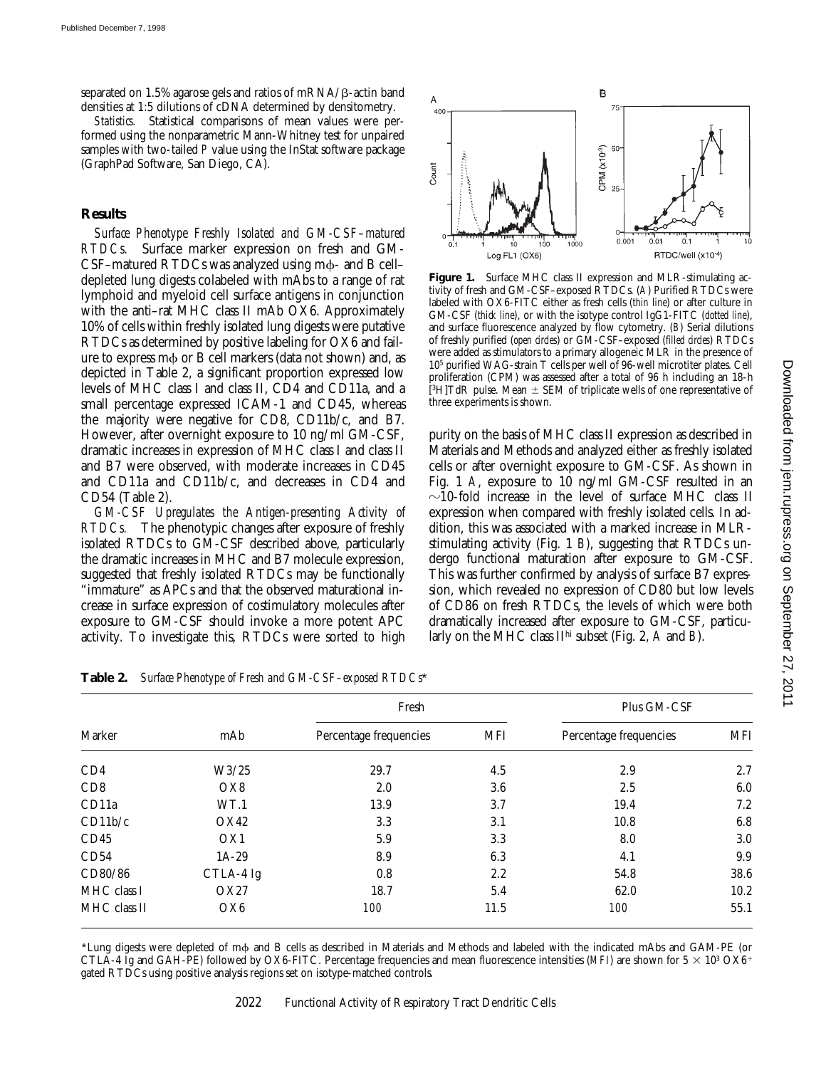separated on 1.5% agarose gels and ratios of mRNA/β-actin band densities at 1:5 dilutions of cDNA determined by densitometry.

*Statistics.* Statistical comparisons of mean values were performed using the nonparametric Mann-Whitney test for unpaired samples with two-tailed *P* value using the InStat software package (GraphPad Software, San Diego, CA).

## Results

*Surface Phenotype Freshly Isolated and GM-CSF–matured RTDCs.* Surface marker expression on fresh and GM-CSF–matured RTDCs was analyzed using mϕ- and B cell–depleted lung digests colabeled with mAbs to a range of rat lymphoid and myeloid cell surface antigens in conjunction with the anti–rat MHC class II mAb OX6. Approximately 10% of cells within freshly isolated lung digests were putative RTDCs as determined by positive labeling for OX6 and failure to express mϕ or B cell markers (data not shown) and, as depicted in Table 2, a significant proportion expressed low levels of MHC class I and class II, CD4 and CD11a, and a small percentage expressed ICAM-1 and CD45, whereas the majority were negative for CD8, CD11b/c, and B7. However, after overnight exposure to 10 ng/ml GM-CSF, dramatic increases in expression of MHC class I and class II and B7 were observed, with moderate increases in CD45 and CD11a and CD11b/c, and decreases in CD4 and CD54 (Table 2).

*GM-CSF Upregulates the Antigen-presenting Activity of RTDCs.* The phenotypic changes after exposure of freshly isolated RTDCs to GM-CSF described above, particularly the dramatic increases in MHC and B7 molecule expression, suggested that freshly isolated RTDCs may be functionally "immature" as APCs and that the observed maturational increase in surface expression of costimulatory molecules after exposure to GM-CSF should invoke a more potent APC activity. To investigate this, RTDCs were sorted to high purity on the basis of MHC class II expression as described in Materials and Methods and analyzed either as freshly isolated cells or after overnight exposure to GM-CSF. As shown in Fig. 1 *A*, exposure to 10 ng/ml GM-CSF resulted in an ~10-fold increase in the level of surface MHC class II expression when compared with freshly isolated cells. In addition, this was associated with a marked increase in MLR-stimulating activity (Fig. 1 *B*), suggesting that RTDCs undergo functional maturation after exposure to GM-CSF. This was further confirmed by analysis of surface B7 expression, which revealed no expression of CD80 but low levels of CD86 on fresh RTDCs, the levels of which were both dramatically increased after exposure to GM-CSF, particularly on the MHC class II[hi] subset (Fig. 2, *A* and *B*).

**Figure 1.** Surface MHC class II expression and MLR-stimulating activity of fresh and GM-CSF–exposed RTDCs. (*A*) Purified RTDCs were labeled with OX6-FITC either as fresh cells (*thin line*) or after culture in GM-CSF (*thick line*), or with the isotype control IgG1-FITC (*dotted line*), and surface fluorescence analyzed by flow cytometry. (*B*) Serial dilutions of freshly purified (*open circles*) or GM-CSF–exposed (*filled circles*) RTDCs were added as stimulators to a primary allogeneic MLR in the presence of $10^5$ purified WAG-strain T cells per well of 96-well microtiter plates. Cell proliferation (CPM) was assessed after a total of 96 h including an 18-h [$^3$H]TdR pulse. Mean ± SEM of triplicate wells of one representative of three experiments is shown.

**Table 2.** *Surface Phenotype of Fresh and GM-CSF–exposed RTDCs*\*

| Marker | mAb | Fresh | | Plus GM-CSF | |
|---|---|---|---|---|---|
| | | Percentage frequencies | MFI | Percentage frequencies | MFI |
| CD4 | W3/25 | 29.7 | 4.5 | 2.9 | 2.7 |
| CD8 | OX8 | 2.0 | 3.6 | 2.5 | 6.0 |
| CD11a | WT.1 | 13.9 | 3.7 | 19.4 | 7.2 |
| CD11b/c | OX42 | 3.3 | 3.1 | 10.8 | 6.8 |
| CD45 | OX1 | 5.9 | 3.3 | 8.0 | 3.0 |
| CD54 | 1A-29 | 8.9 | 6.3 | 4.1 | 9.9 |
| CD80/86 | CTLA-4 Ig | 0.8 | 2.2 | 54.8 | 38.6 |
| MHC class I | OX27 | 18.7 | 5.4 | 62.0 | 10.2 |
| MHC class II | OX6 | *100* | 11.5 | *100* | 55.1 |

\*Lung digests were depleted of mϕ and B cells as described in Materials and Methods and labeled with the indicated mAbs and GAM-PE (or CTLA-4 Ig and GAH-PE) followed by OX6-FITC. Percentage frequencies and mean fluorescence intensities (*MFI*) are shown for $5 \times 10^3$ OX6[+] gated RTDCs using positive analysis regions set on isotype-matched controls.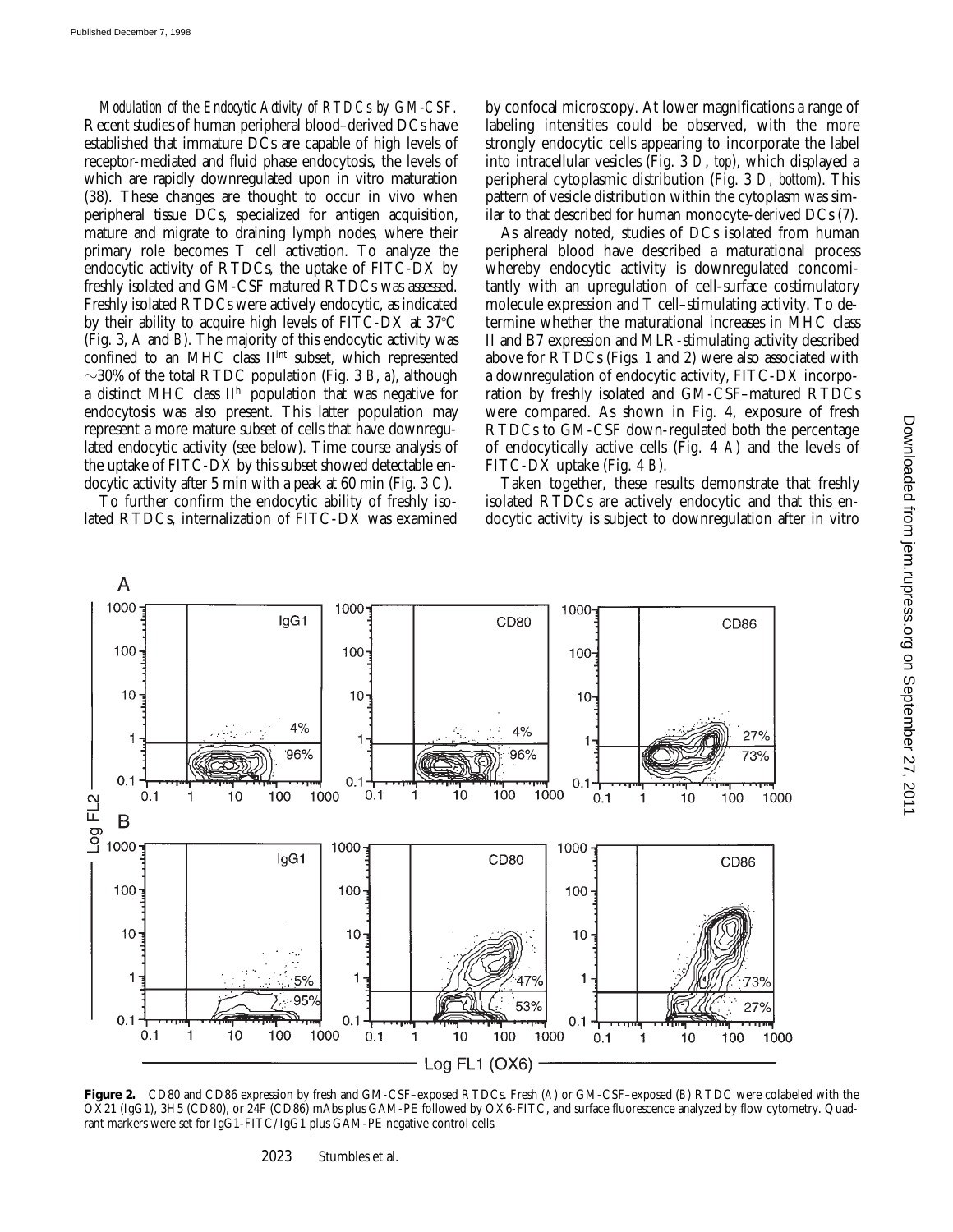*Modulation of the Endocytic Activity of RTDCs by GM-CSF.* Recent studies of human peripheral blood–derived DCs have established that immature DCs are capable of high levels of receptor-mediated and fluid phase endocytosis, the levels of which are rapidly downregulated upon in vitro maturation (38). These changes are thought to occur in vivo when peripheral tissue DCs, specialized for antigen acquisition, mature and migrate to draining lymph nodes, where their primary role becomes T cell activation. To analyze the endocytic activity of RTDCs, the uptake of FITC-DX by freshly isolated and GM-CSF matured RTDCs was assessed. Freshly isolated RTDCs were actively endocytic, as indicated by their ability to acquire high levels of FITC-DX at 37°C (Fig. 3, *A* and *B*). The majority of this endocytic activity was confined to an MHC class II$^{int}$ subset, which represented ~30% of the total RTDC population (Fig. 3 *B*, *a*), although a distinct MHC class II$^{hi}$ population that was negative for endocytosis was also present. This latter population may represent a more mature subset of cells that have downregulated endocytic activity (see below). Time course analysis of the uptake of FITC-DX by this subset showed detectable endocytic activity after 5 min with a peak at 60 min (Fig. 3 *C*).

To further confirm the endocytic ability of freshly isolated RTDCs, internalization of FITC-DX was examined by confocal microscopy. At lower magnifications a range of labeling intensities could be observed, with the more strongly endocytic cells appearing to incorporate the label into intracellular vesicles (Fig. 3 *D*, *top*), which displayed a peripheral cytoplasmic distribution (Fig. 3 *D*, *bottom*). This pattern of vesicle distribution within the cytoplasm was similar to that described for human monocyte-derived DCs (7).

As already noted, studies of DCs isolated from human peripheral blood have described a maturational process whereby endocytic activity is downregulated concomitantly with an upregulation of cell-surface costimulatory molecule expression and T cell–stimulating activity. To determine whether the maturational increases in MHC class II and B7 expression and MLR-stimulating activity described above for RTDCs (Figs. 1 and 2) were also associated with a downregulation of endocytic activity, FITC-DX incorporation by freshly isolated and GM-CSF–matured RTDCs were compared. As shown in Fig. 4, exposure of fresh RTDCs to GM-CSF down-regulated both the percentage of endocytically active cells (Fig. 4 *A*) and the levels of FITC-DX uptake (Fig. 4 *B*).

Taken together, these results demonstrate that freshly isolated RTDCs are actively endocytic and that this endocytic activity is subject to downregulation after in vitro

**Figure 2.** CD80 and CD86 expression by fresh and GM-CSF–exposed RTDCs. Fresh (*A*) or GM-CSF–exposed (*B*) RTDC were colabeled with the OX21 (IgG1), 3H5 (CD80), or 24F (CD86) mAbs plus GAM-PE followed by OX6-FITC, and surface fluorescence analyzed by flow cytometry. Quadrant markers were set for IgG1-FITC/IgG1 plus GAM-PE negative control cells.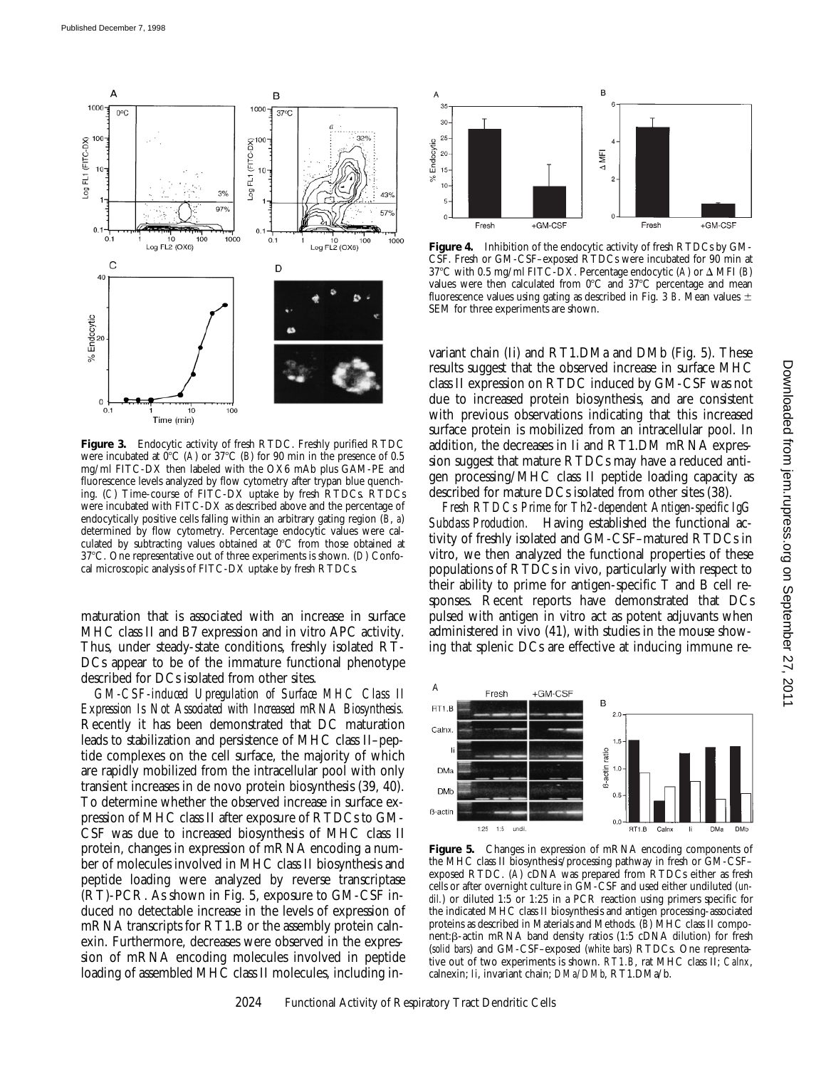**Figure 3.** Endocytic activity of fresh RTDC. Freshly purified RTDC were incubated at 0°C (*A*) or 37°C (*B*) for 90 min in the presence of 0.5 mg/ml FITC-DX then labeled with the OX6 mAb plus GAM-PE and fluorescence levels analyzed by flow cytometry after trypan blue quenching. (*C*) Time-course of FITC-DX uptake by fresh RTDCs. RTDCs were incubated with FITC-DX as described above and the percentage of endocytically positive cells falling within an arbitrary gating region (*B*, *a*) determined by flow cytometry. Percentage endocytic values were calculated by subtracting values obtained at 0°C from those obtained at 37°C. One representative out of three experiments is shown. (*D*) Confocal microscopic analysis of FITC-DX uptake by fresh RTDCs.

**Figure 4.** Inhibition of the endocytic activity of fresh RTDCs by GM-CSF. Fresh or GM-CSF–exposed RTDCs were incubated for 90 min at 37°C with 0.5 mg/ml FITC-DX. Percentage endocytic (*A*) or Δ MFI (*B*) values were then calculated from 0°C and 37°C percentage and mean fluorescence values using gating as described in Fig. 3 *B*. Mean values ± SEM for three experiments are shown.

maturation that is associated with an increase in surface MHC class II and B7 expression and in vitro APC activity. Thus, under steady-state conditions, freshly isolated RT-DCs appear to be of the immature functional phenotype described for DCs isolated from other sites.

*GM-CSF-induced Upregulation of Surface MHC Class II Expression Is Not Associated with Increased mRNA Biosynthesis.* Recently it has been demonstrated that DC maturation leads to stabilization and persistence of MHC class II–peptide complexes on the cell surface, the majority of which are rapidly mobilized from the intracellular pool with only transient increases in de novo protein biosynthesis (39, 40). To determine whether the observed increase in surface expression of MHC class II after exposure of RTDCs to GM-CSF was due to increased biosynthesis of MHC class II protein, changes in expression of mRNA encoding a number of molecules involved in MHC class II biosynthesis and peptide loading were analyzed by reverse transcriptase (RT)-PCR. As shown in Fig. 5, exposure to GM-CSF induced no detectable increase in the levels of expression of mRNA transcripts for RT1.B or the assembly protein calnexin. Furthermore, decreases were observed in the expression of mRNA encoding molecules involved in peptide loading of assembled MHC class II molecules, including invariant chain (Ii) and RT1.DMa and DMb (Fig. 5). These results suggest that the observed increase in surface MHC class II expression on RTDC induced by GM-CSF was not due to increased protein biosynthesis, and are consistent with previous observations indicating that this increased surface protein is mobilized from an intracellular pool. In addition, the decreases in Ii and RT1.DM mRNA expression suggest that mature RTDCs may have a reduced antigen processing/MHC class II peptide loading capacity as described for mature DCs isolated from other sites (38).

*Fresh RTDCs Prime for Th2-dependent Antigen-specific IgG Subclass Production.* Having established the functional activity of freshly isolated and GM-CSF–matured RTDCs in vitro, we then analyzed the functional properties of these populations of RTDCs in vivo, particularly with respect to their ability to prime for antigen-specific T and B cell responses. Recent reports have demonstrated that DCs pulsed with antigen in vitro act as potent adjuvants when administered in vivo (41), with studies in the mouse showing that splenic DCs are effective at inducing immune re-

**Figure 5.** Changes in expression of mRNA encoding components of the MHC class II biosynthesis/processing pathway in fresh or GM-CSF–exposed RTDC. (*A*) cDNA was prepared from RTDCs either as fresh cells or after overnight culture in GM-CSF and used either undiluted (*undil.*) or diluted 1:5 or 1:25 in a PCR reaction using primers specific for the indicated MHC class II biosynthesis and antigen processing-associated proteins as described in Materials and Methods. (*B*) MHC class II component:β-actin mRNA band density ratios (1:5 cDNA dilution) for fresh (*solid bars*) and GM-CSF–exposed (*white bars*) RTDCs. One representative out of two experiments is shown. *RT1.B*, rat MHC class II; *Calnx*, calnexin; *Ii*, invariant chain; *DMa/DMb*, RT1.DMa/b.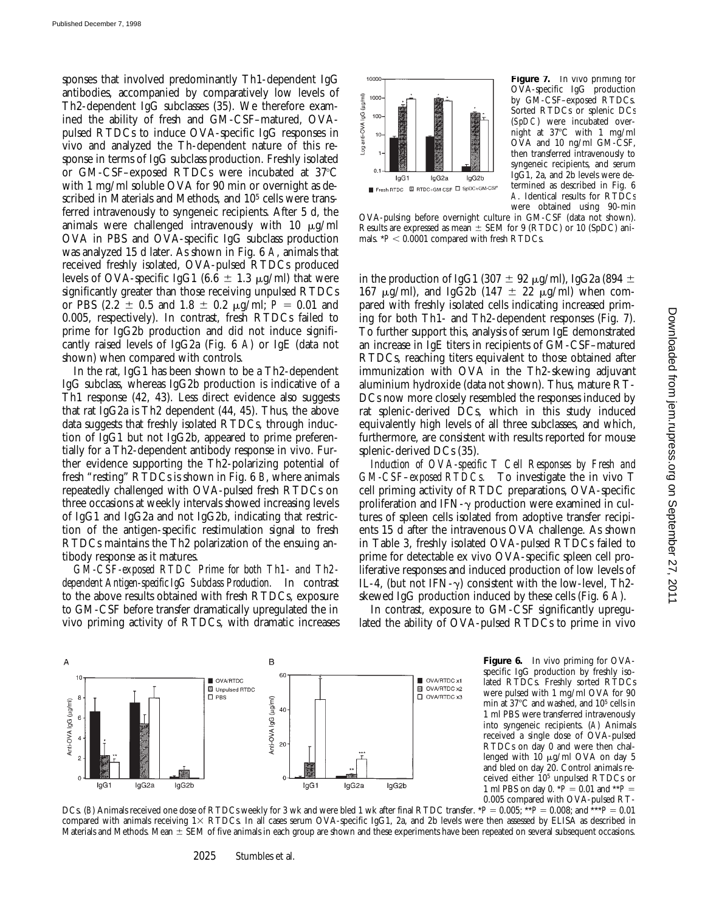sponses that involved predominantly Th1-dependent IgG antibodies, accompanied by comparatively low levels of Th2-dependent IgG subclasses (35). We therefore examined the ability of fresh and GM-CSF–matured, OVA-pulsed RTDCs to induce OVA-specific IgG responses in vivo and analyzed the Th-dependent nature of this response in terms of IgG subclass production. Freshly isolated or GM-CSF–exposed RTDCs were incubated at 37°C with 1 mg/ml soluble OVA for 90 min or overnight as described in Materials and Methods, and $10^5$ cells were transferred intravenously to syngeneic recipients. After 5 d, the animals were challenged intravenously with 10 μg/ml OVA in PBS and OVA-specific IgG subclass production was analyzed 15 d later. As shown in Fig. 6 *A*, animals that received freshly isolated, OVA-pulsed RTDCs produced levels of OVA-specific IgG1 (6.6 ± 1.3 μg/ml) that were significantly greater than those receiving unpulsed RTDCs or PBS (2.2 ± 0.5 and 1.8 ± 0.2 μg/ml; $P = 0.01$ and 0.005, respectively). In contrast, fresh RTDCs failed to prime for IgG2b production and did not induce significantly raised levels of IgG2a (Fig. 6 *A*) or IgE (data not shown) when compared with controls.

In the rat, IgG1 has been shown to be a Th2-dependent IgG subclass, whereas IgG2b production is indicative of a Th1 response (42, 43). Less direct evidence also suggests that rat IgG2a is Th2 dependent (44, 45). Thus, the above data suggests that freshly isolated RTDCs, through induction of IgG1 but not IgG2b, appeared to prime preferentially for a Th2-dependent antibody response in vivo. Further evidence supporting the Th2-polarizing potential of fresh "resting" RTDCs is shown in Fig. 6 *B*, where animals repeatedly challenged with OVA-pulsed fresh RTDCs on three occasions at weekly intervals showed increasing levels of IgG1 and IgG2a and not IgG2b, indicating that restriction of the antigen-specific restimulation signal to fresh RTDCs maintains the Th2 polarization of the ensuing antibody response as it matures.

*GM-CSF–exposed RTDC Prime for both Th1- and Th2-dependent Antigen-specific IgG Subclass Production.* In contrast to the above results obtained with fresh RTDCs, exposure to GM-CSF before transfer dramatically upregulated the in vivo priming activity of RTDCs, with dramatic increases in the production of IgG1 (307 ± 92 μg/ml), IgG2a (894 ± 167 μg/ml), and IgG2b (147 ± 22 μg/ml) when compared with freshly isolated cells indicating increased priming for both Th1- and Th2-dependent responses (Fig. 7). To further support this, analysis of serum IgE demonstrated an increase in IgE titers in recipients of GM-CSF–matured RTDCs, reaching titers equivalent to those obtained after immunization with OVA in the Th2-skewing adjuvant aluminium hydroxide (data not shown). Thus, mature RTDCs now more closely resembled the responses induced by rat splenic-derived DCs, which in this study induced equivalently high levels of all three subclasses, and which, furthermore, are consistent with results reported for mouse splenic-derived DCs (35).

**Figure 7.** In vivo priming for OVA-specific IgG production by GM-CSF–exposed RTDCs. Sorted RTDCs or splenic DCs (SpDC) were incubated overnight at 37°C with 1 mg/ml OVA and 10 ng/ml GM-CSF, then transferred intravenously to syngeneic recipients, and serum IgG1, 2a, and 2b levels were determined as described in Fig. 6 *A*. Identical results for RTDCs were obtained using 90-min OVA-pulsing before overnight culture in GM-CSF (data not shown). Results are expressed as mean ± SEM for 9 (RTDC) or 10 (SpDC) animals. $*P < 0.0001$ compared with fresh RTDCs.

*Induction of OVA-specific T Cell Responses by Fresh and GM-CSF–exposed RTDCs.* To investigate the in vivo T cell priming activity of RTDC preparations, OVA-specific proliferation and IFN-γ production were examined in cultures of spleen cells isolated from adoptive transfer recipients 15 d after the intravenous OVA challenge. As shown in Table 3, freshly isolated OVA-pulsed RTDCs failed to prime for detectable ex vivo OVA-specific spleen cell proliferative responses and induced production of low levels of IL-4, (but not IFN-γ) consistent with the low-level, Th2-skewed IgG production induced by these cells (Fig. 6 *A*).

In contrast, exposure to GM-CSF significantly upregulated the ability of OVA-pulsed RTDCs to prime in vivo

**Figure 6.** In vivo priming for OVA-specific IgG production by freshly isolated RTDCs. Freshly sorted RTDCs were pulsed with 1 mg/ml OVA for 90 min at 37°C and washed, and $10^5$ cells in 1 ml PBS were transferred intravenously into syngeneic recipients. (*A*) Animals received a single dose of OVA-pulsed RTDCs on day 0 and were then challenged with 10 μg/ml OVA on day 5 and bled on day 20. Control animals received either $10^5$ unpulsed RTDCs or 1 ml PBS on day 0. $*P = 0.01$ and $**P = 0.005$ compared with OVA-pulsed RTDCs. (*B*) Animals received one dose of RTDCs weekly for 3 wk and were bled 1 wk after final RTDC transfer. $*P = 0.005$; $**P = 0.008$; and $***P = 0.01$ compared with animals receiving 1× RTDCs. In all cases serum OVA-specific IgG1, 2a, and 2b levels were then assessed by ELISA as described in Materials and Methods. Mean ± SEM of five animals in each group are shown and these experiments have been repeated on several subsequent occasions.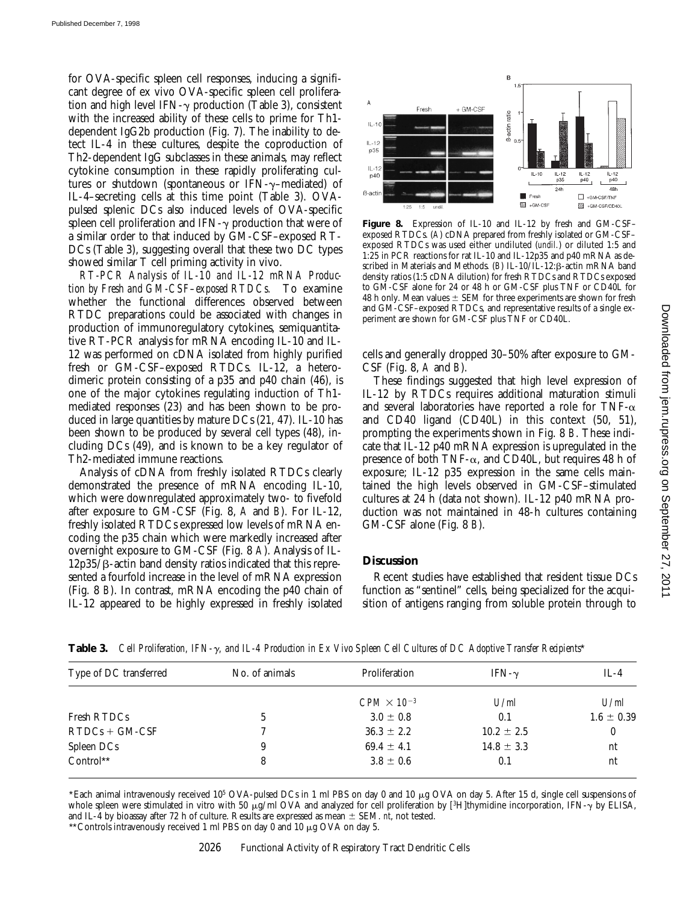for OVA-specific spleen cell responses, inducing a significant degree of ex vivo OVA-specific spleen cell proliferation and high level IFN-γ production (Table 3), consistent with the increased ability of these cells to prime for Th1-dependent IgG2b production (Fig. 7). The inability to detect IL-4 in these cultures, despite the coproduction of Th2-dependent IgG subclasses in these animals, may reflect cytokine consumption in these rapidly proliferating cultures or shutdown (spontaneous or IFN-γ–mediated) of IL-4–secreting cells at this time point (Table 3). OVA-pulsed splenic DCs also induced levels of OVA-specific spleen cell proliferation and IFN-γ production that were of a similar order to that induced by GM-CSF–exposed RTDCs (Table 3), suggesting overall that these two DC types showed similar T cell priming activity in vivo.

*RT-PCR Analysis of IL-10 and IL-12 mRNA Production by Fresh and GM-CSF–exposed RTDCs.* To examine whether the functional differences observed between RTDC preparations could be associated with changes in production of immunoregulatory cytokines, semiquantitative RT-PCR analysis for mRNA encoding IL-10 and IL-12 was performed on cDNA isolated from highly purified fresh or GM-CSF–exposed RTDCs. IL-12, a heterodimeric protein consisting of a p35 and p40 chain (46), is one of the major cytokines regulating induction of Th1-mediated responses (23) and has been shown to be produced in large quantities by mature DCs (21, 47). IL-10 has been shown to be produced by several cell types (48), including DCs (49), and is known to be a key regulator of Th2-mediated immune reactions.

Analysis of cDNA from freshly isolated RTDCs clearly demonstrated the presence of mRNA encoding IL-10, which were downregulated approximately two- to fivefold after exposure to GM-CSF (Fig. 8, *A* and *B*). For IL-12, freshly isolated RTDCs expressed low levels of mRNA encoding the p35 chain which were markedly increased after overnight exposure to GM-CSF (Fig. 8 *A*). Analysis of IL-12p35/β-actin band density ratios indicated that this represented a fourfold increase in the level of mRNA expression (Fig. 8 *B*). In contrast, mRNA encoding the p40 chain of IL-12 appeared to be highly expressed in freshly isolated cells and generally dropped 30–50% after exposure to GM-CSF (Fig. 8, *A* and *B*).

**Figure 8.** Expression of IL-10 and IL-12 by fresh and GM-CSF–exposed RTDCs. (*A*) cDNA prepared from freshly isolated or GM-CSF–exposed RTDCs was used either undiluted (*undil.*) or diluted 1:5 and 1:25 in PCR reactions for rat IL-10 and IL-12p35 and p40 mRNA as described in Materials and Methods. (*B*) IL-10/IL-12:β-actin mRNA band density ratios (1:5 cDNA dilution) for fresh RTDCs and RTDCs exposed to GM-CSF alone for 24 or 48 h or GM-CSF plus TNF or CD40L for 48 h only. Mean values ± SEM for three experiments are shown for fresh and GM-CSF–exposed RTDCs, and representative results of a single experiment are shown for GM-CSF plus TNF or CD40L.

These findings suggested that high level expression of IL-12 by RTDCs requires additional maturation stimuli and several laboratories have reported a role for TNF-α and CD40 ligand (CD40L) in this context (50, 51), prompting the experiments shown in Fig. 8 *B*. These indicate that IL-12 p40 mRNA expression is upregulated in the presence of both TNF-α, and CD40L, but requires 48 h of exposure; IL-12 p35 expression in the same cells maintained the high levels observed in GM-CSF–stimulated cultures at 24 h (data not shown). IL-12 p40 mRNA production was not maintained in 48-h cultures containing GM-CSF alone (Fig. 8 *B*).

## Discussion

Recent studies have established that resident tissue DCs function as "sentinel" cells, being specialized for the acquisition of antigens ranging from soluble protein through to

**Table 3.** *Cell Proliferation, IFN-γ, and IL-4 Production in Ex Vivo Spleen Cell Cultures of DC Adoptive Transfer Recipients**

| Type of DC transferred | No. of animals | Proliferation | IFN-γ | IL-4 |
|---|---|---|---|---|
| | | *CPM* $\times 10^{-3}$ | *U/ml* | *U/ml* |
| Fresh RTDCs | 5 | 3.0 ± 0.8 | 0.1 | 1.6 ± 0.39 |
| RTDCs + GM-CSF | 7 | 36.3 ± 2.2 | 10.2 ± 2.5 | 0 |
| Spleen DCs | 9 | 69.4 ± 4.1 | 14.8 ± 3.3 | nt |
| Control** | 8 | 3.8 ± 0.6 | 0.1 | nt |

*Each animal intravenously received $10^5$ OVA-pulsed DCs in 1 ml PBS on day 0 and 10 μg OVA on day 5. After 15 d, single cell suspensions of whole spleen were stimulated in vitro with 50 μg/ml OVA and analyzed for cell proliferation by [$^3$H]thymidine incorporation, IFN-γ by ELISA, and IL-4 by bioassay after 72 h of culture. Results are expressed as mean ± SEM. *nt*, not tested.

**Controls intravenously received 1 ml PBS on day 0 and 10 μg OVA on day 5.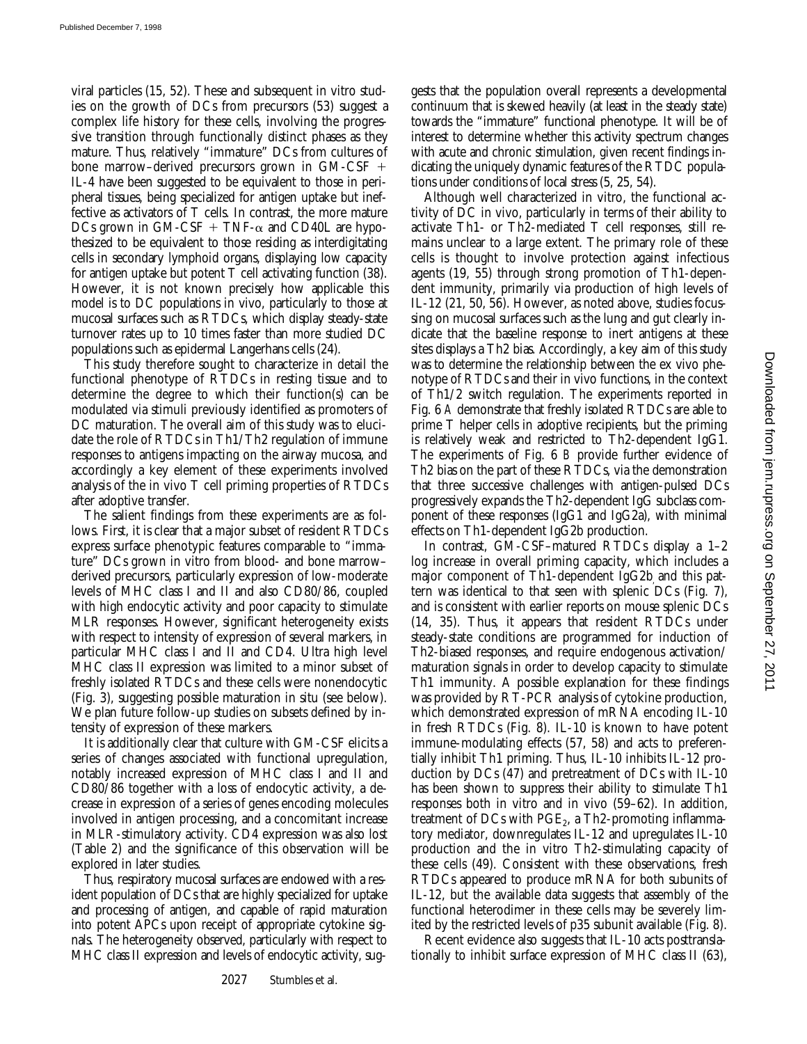viral particles (15, 52). These and subsequent in vitro studies on the growth of DCs from precursors (53) suggest a complex life history for these cells, involving the progressive transition through functionally distinct phases as they mature. Thus, relatively "immature" DCs from cultures of bone marrow–derived precursors grown in GM-CSF + IL-4 have been suggested to be equivalent to those in peripheral tissues, being specialized for antigen uptake but ineffective as activators of T cells. In contrast, the more mature DCs grown in GM-CSF + TNF-α and CD40L are hypothesized to be equivalent to those residing as interdigitating cells in secondary lymphoid organs, displaying low capacity for antigen uptake but potent T cell activating function (38). However, it is not known precisely how applicable this model is to DC populations in vivo, particularly to those at mucosal surfaces such as RTDCs, which display steady-state turnover rates up to 10 times faster than more studied DC populations such as epidermal Langerhans cells (24).

This study therefore sought to characterize in detail the functional phenotype of RTDCs in resting tissue and to determine the degree to which their function(s) can be modulated via stimuli previously identified as promoters of DC maturation. The overall aim of this study was to elucidate the role of RTDCs in Th1/Th2 regulation of immune responses to antigens impacting on the airway mucosa, and accordingly a key element of these experiments involved analysis of the in vivo T cell priming properties of RTDCs after adoptive transfer.

The salient findings from these experiments are as follows. First, it is clear that a major subset of resident RTDCs express surface phenotypic features comparable to "immature" DCs grown in vitro from blood- and bone marrow–derived precursors, particularly expression of low-moderate levels of MHC class I and II and also CD80/86, coupled with high endocytic activity and poor capacity to stimulate MLR responses. However, significant heterogeneity exists with respect to intensity of expression of several markers, in particular MHC class I and II and CD4. Ultra high level MHC class II expression was limited to a minor subset of freshly isolated RTDCs and these cells were nonendocytic (Fig. 3), suggesting possible maturation in situ (see below). We plan future follow-up studies on subsets defined by intensity of expression of these markers.

It is additionally clear that culture with GM-CSF elicits a series of changes associated with functional upregulation, notably increased expression of MHC class I and II and CD80/86 together with a loss of endocytic activity, a decrease in expression of a series of genes encoding molecules involved in antigen processing, and a concomitant increase in MLR-stimulatory activity. CD4 expression was also lost (Table 2) and the significance of this observation will be explored in later studies.

Thus, respiratory mucosal surfaces are endowed with a resident population of DCs that are highly specialized for uptake and processing of antigen, and capable of rapid maturation into potent APCs upon receipt of appropriate cytokine signals. The heterogeneity observed, particularly with respect to MHC class II expression and levels of endocytic activity, suggests that the population overall represents a developmental continuum that is skewed heavily (at least in the steady state) towards the "immature" functional phenotype. It will be of interest to determine whether this activity spectrum changes with acute and chronic stimulation, given recent findings indicating the uniquely dynamic features of the RTDC populations under conditions of local stress (5, 25, 54).

Although well characterized in vitro, the functional activity of DC in vivo, particularly in terms of their ability to activate Th1- or Th2-mediated T cell responses, still remains unclear to a large extent. The primary role of these cells is thought to involve protection against infectious agents (19, 55) through strong promotion of Th1-dependent immunity, primarily via production of high levels of IL-12 (21, 50, 56). However, as noted above, studies focussing on mucosal surfaces such as the lung and gut clearly indicate that the baseline response to inert antigens at these sites displays a Th2 bias. Accordingly, a key aim of this study was to determine the relationship between the ex vivo phenotype of RTDCs and their in vivo functions, in the context of Th1/2 switch regulation. The experiments reported in Fig. 6 *A* demonstrate that freshly isolated RTDCs are able to prime T helper cells in adoptive recipients, but the priming is relatively weak and restricted to Th2-dependent IgG1. The experiments of Fig. 6 *B* provide further evidence of Th2 bias on the part of these RTDCs, via the demonstration that three successive challenges with antigen-pulsed DCs progressively expands the Th2-dependent IgG subclass component of these responses (IgG1 and IgG2a), with minimal effects on Th1-dependent IgG2b production.

In contrast, GM-CSF–matured RTDCs display a 1–2 log increase in overall priming capacity, which includes a major component of Th1-dependent IgG2b and this pattern was identical to that seen with splenic DCs (Fig. 7), and is consistent with earlier reports on mouse splenic DCs (14, 35). Thus, it appears that resident RTDCs under steady-state conditions are programmed for induction of Th2-biased responses, and require endogenous activation/maturation signals in order to develop capacity to stimulate Th1 immunity. A possible explanation for these findings was provided by RT-PCR analysis of cytokine production, which demonstrated expression of mRNA encoding IL-10 in fresh RTDCs (Fig. 8). IL-10 is known to have potent immune-modulating effects (57, 58) and acts to preferentially inhibit Th1 priming. Thus, IL-10 inhibits IL-12 production by DCs (47) and pretreatment of DCs with IL-10 has been shown to suppress their ability to stimulate Th1 responses both in vitro and in vivo (59–62). In addition, treatment of DCs with $PGE_2$, a Th2-promoting inflammatory mediator, downregulates IL-12 and upregulates IL-10 production and the in vitro Th2-stimulating capacity of these cells (49). Consistent with these observations, fresh RTDCs appeared to produce mRNA for both subunits of IL-12, but the available data suggests that assembly of the functional heterodimer in these cells may be severely limited by the restricted levels of p35 subunit available (Fig. 8).

Recent evidence also suggests that IL-10 acts posttranslationally to inhibit surface expression of MHC class II (63),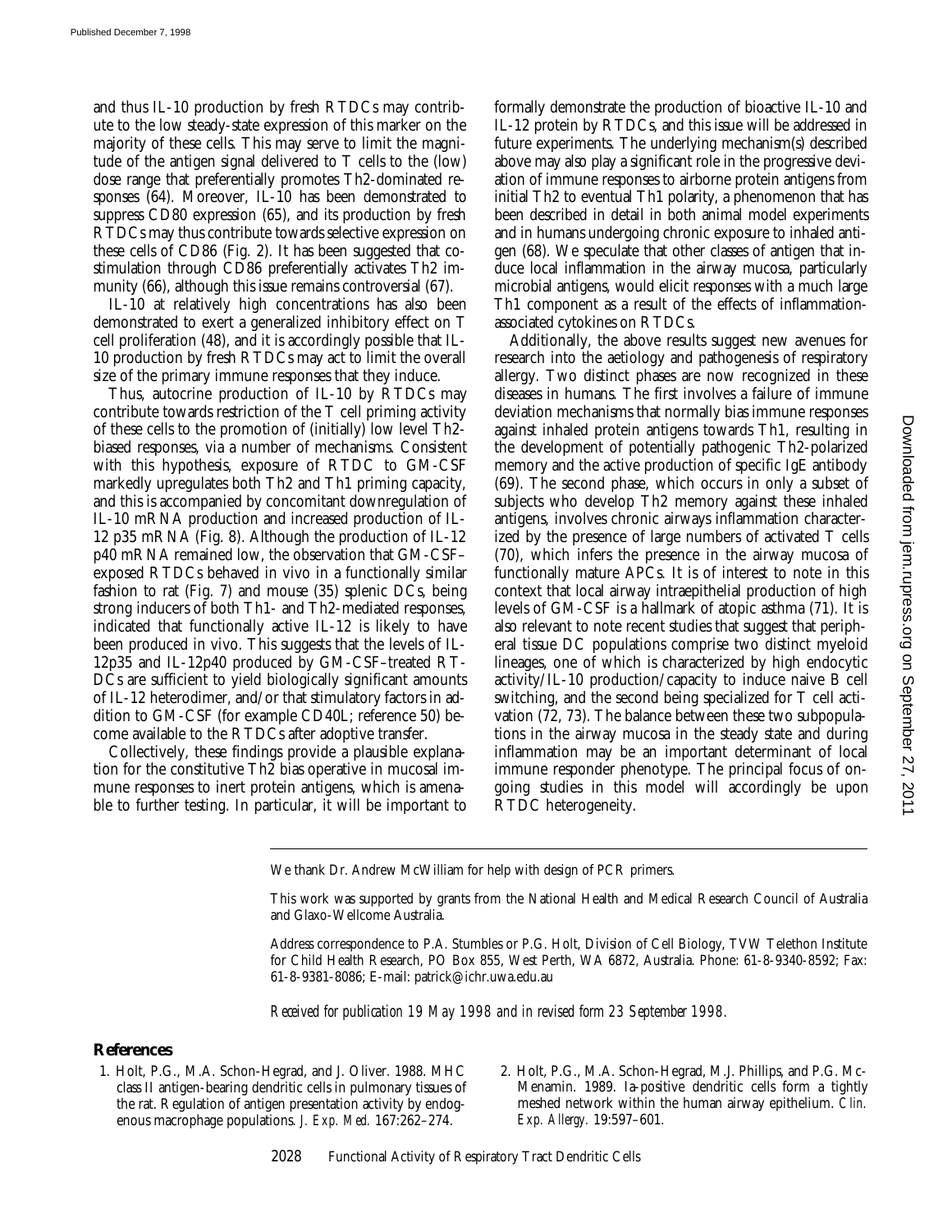and thus IL-10 production by fresh RTDCs may contribute to the low steady-state expression of this marker on the majority of these cells. This may serve to limit the magnitude of the antigen signal delivered to T cells to the (low) dose range that preferentially promotes Th2-dominated responses (64). Moreover, IL-10 has been demonstrated to suppress CD80 expression (65), and its production by fresh RTDCs may thus contribute towards selective expression on these cells of CD86 (Fig. 2). It has been suggested that costimulation through CD86 preferentially activates Th2 immunity (66), although this issue remains controversial (67).

IL-10 at relatively high concentrations has also been demonstrated to exert a generalized inhibitory effect on T cell proliferation (48), and it is accordingly possible that IL-10 production by fresh RTDCs may act to limit the overall size of the primary immune responses that they induce.

Thus, autocrine production of IL-10 by RTDCs may contribute towards restriction of the T cell priming activity of these cells to the promotion of (initially) low level Th2-biased responses, via a number of mechanisms. Consistent with this hypothesis, exposure of RTDC to GM-CSF markedly upregulates both Th2 and Th1 priming capacity, and this is accompanied by concomitant downregulation of IL-10 mRNA production and increased production of IL-12 p35 mRNA (Fig. 8). Although the production of IL-12 p40 mRNA remained low, the observation that GM-CSF–exposed RTDCs behaved in vivo in a functionally similar fashion to rat (Fig. 7) and mouse (35) splenic DCs, being strong inducers of both Th1- and Th2-mediated responses, indicated that functionally active IL-12 is likely to have been produced in vivo. This suggests that the levels of IL-12p35 and IL-12p40 produced by GM-CSF–treated RTDCs are sufficient to yield biologically significant amounts of IL-12 heterodimer, and/or that stimulatory factors in addition to GM-CSF (for example CD40L; reference 50) become available to the RTDCs after adoptive transfer.

Collectively, these findings provide a plausible explanation for the constitutive Th2 bias operative in mucosal immune responses to inert protein antigens, which is amenable to further testing. In particular, it will be important to formally demonstrate the production of bioactive IL-10 and IL-12 protein by RTDCs, and this issue will be addressed in future experiments. The underlying mechanism(s) described above may also play a significant role in the progressive deviation of immune responses to airborne protein antigens from initial Th2 to eventual Th1 polarity, a phenomenon that has been described in detail in both animal model experiments and in humans undergoing chronic exposure to inhaled antigen (68). We speculate that other classes of antigen that induce local inflammation in the airway mucosa, particularly microbial antigens, would elicit responses with a much large Th1 component as a result of the effects of inflammation-associated cytokines on RTDCs.

Additionally, the above results suggest new avenues for research into the aetiology and pathogenesis of respiratory allergy. Two distinct phases are now recognized in these diseases in humans. The first involves a failure of immune deviation mechanisms that normally bias immune responses against inhaled protein antigens towards Th1, resulting in the development of potentially pathogenic Th2-polarized memory and the active production of specific IgE antibody (69). The second phase, which occurs in only a subset of subjects who develop Th2 memory against these inhaled antigens, involves chronic airways inflammation characterized by the presence of large numbers of activated T cells (70), which infers the presence in the airway mucosa of functionally mature APCs. It is of interest to note in this context that local airway intraepithelial production of high levels of GM-CSF is a hallmark of atopic asthma (71). It is also relevant to note recent studies that suggest that peripheral tissue DC populations comprise two distinct myeloid lineages, one of which is characterized by high endocytic activity/IL-10 production/capacity to induce naive B cell switching, and the second being specialized for T cell activation (72, 73). The balance between these two subpopulations in the airway mucosa in the steady state and during inflammation may be an important determinant of local immune responder phenotype. The principal focus of ongoing studies in this model will accordingly be upon RTDC heterogeneity.

---

We thank Dr. Andrew McWilliam for help with design of PCR primers.

This work was supported by grants from the National Health and Medical Research Council of Australia and Glaxo-Wellcome Australia.

Address correspondence to P.A. Stumbles or P.G. Holt, Division of Cell Biology, TVW Telethon Institute for Child Health Research, PO Box 855, West Perth, WA 6872, Australia. Phone: 61-8-9340-8592; Fax: 61-8-9381-8086; E-mail: patrick@ichr.uwa.edu.au

*Received for publication 19 May 1998 and in revised form 23 September 1998.*

## References

1. Holt, P.G., M.A. Schon-Hegrad, and J. Oliver. 1988. MHC class II antigen-bearing dendritic cells in pulmonary tissues of the rat. Regulation of antigen presentation activity by endogenous macrophage populations. *J. Exp. Med.* 167:262–274.
2. Holt, P.G., M.A. Schon-Hegrad, M.J. Phillips, and P.G. McMenamin. 1989. Ia-positive dendritic cells form a tightly meshed network within the human airway epithelium. *Clin. Exp. Allergy.* 19:597–601.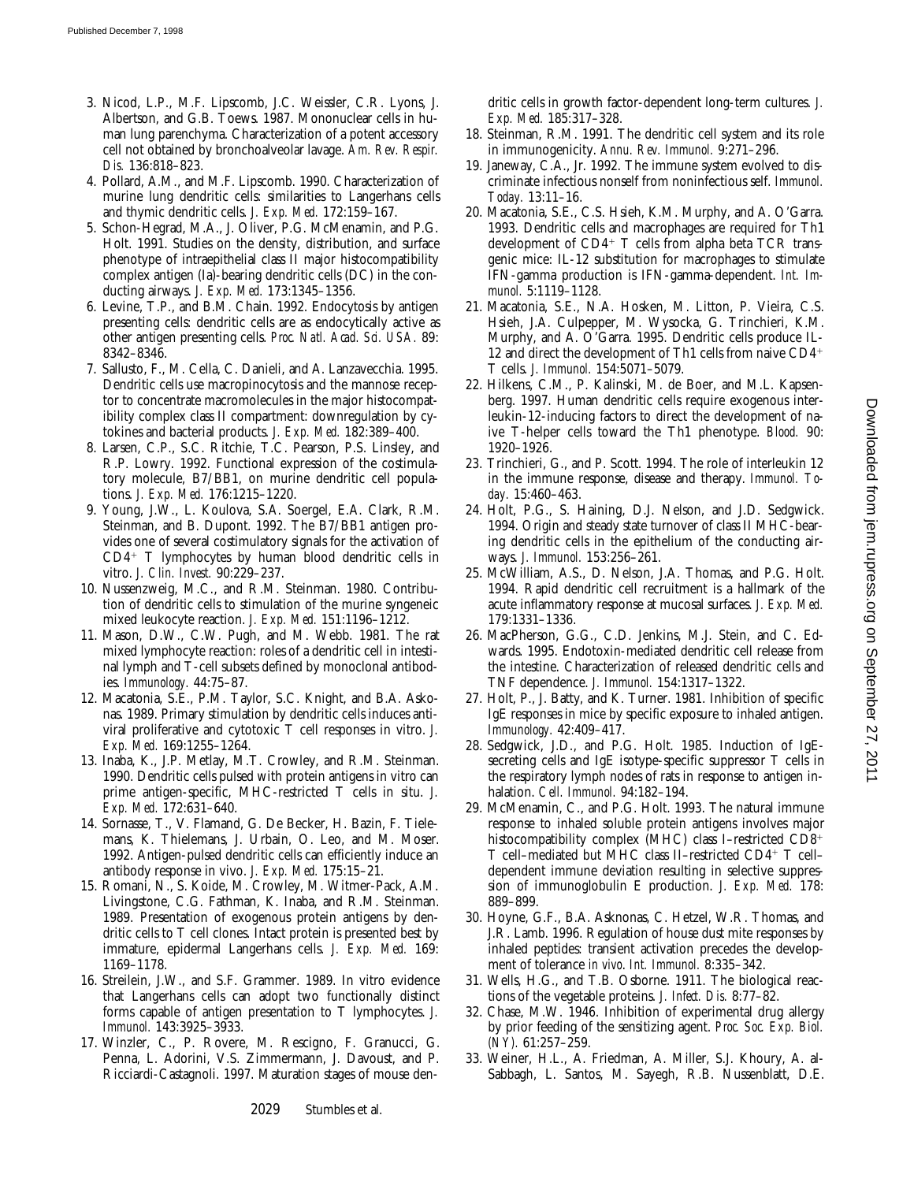3. Nicod, L.P., M.F. Lipscomb, J.C. Weissler, C.R. Lyons, J. Albertson, and G.B. Toews. 1987. Mononuclear cells in human lung parenchyma. Characterization of a potent accessory cell not obtained by bronchoalveolar lavage. *Am. Rev. Respir. Dis.* 136:818–823.
4. Pollard, A.M., and M.F. Lipscomb. 1990. Characterization of murine lung dendritic cells: similarities to Langerhans cells and thymic dendritic cells. *J. Exp. Med.* 172:159–167.
5. Schon-Hegrad, M.A., J. Oliver, P.G. McMenamin, and P.G. Holt. 1991. Studies on the density, distribution, and surface phenotype of intraepithelial class II major histocompatibility complex antigen (Ia)-bearing dendritic cells (DC) in the conducting airways. *J. Exp. Med.* 173:1345–1356.
6. Levine, T.P., and B.M. Chain. 1992. Endocytosis by antigen presenting cells: dendritic cells are as endocytically active as other antigen presenting cells. *Proc. Natl. Acad. Sci. USA.* 89: 8342–8346.
7. Sallusto, F., M. Cella, C. Danieli, and A. Lanzavecchia. 1995. Dendritic cells use macropinocytosis and the mannose receptor to concentrate macromolecules in the major histocompatibility complex class II compartment: downregulation by cytokines and bacterial products. *J. Exp. Med.* 182:389–400.
8. Larsen, C.P., S.C. Ritchie, T.C. Pearson, P.S. Linsley, and R.P. Lowry. 1992. Functional expression of the costimulatory molecule, B7/BB1, on murine dendritic cell populations. *J. Exp. Med.* 176:1215–1220.
9. Young, J.W., L. Koulova, S.A. Soergel, E.A. Clark, R.M. Steinman, and B. Dupont. 1992. The B7/BB1 antigen provides one of several costimulatory signals for the activation of $CD4^+$ T lymphocytes by human blood dendritic cells in vitro. *J. Clin. Invest.* 90:229–237.
10. Nussenzweig, M.C., and R.M. Steinman. 1980. Contribution of dendritic cells to stimulation of the murine syngeneic mixed leukocyte reaction. *J. Exp. Med.* 151:1196–1212.
11. Mason, D.W., C.W. Pugh, and M. Webb. 1981. The rat mixed lymphocyte reaction: roles of a dendritic cell in intestinal lymph and T-cell subsets defined by monoclonal antibodies. *Immunology.* 44:75–87.
12. Macatonia, S.E., P.M. Taylor, S.C. Knight, and B.A. Askonas. 1989. Primary stimulation by dendritic cells induces antiviral proliferative and cytotoxic T cell responses in vitro. *J. Exp. Med.* 169:1255–1264.
13. Inaba, K., J.P. Metlay, M.T. Crowley, and R.M. Steinman. 1990. Dendritic cells pulsed with protein antigens in vitro can prime antigen-specific, MHC-restricted T cells in situ. *J. Exp. Med.* 172:631–640.
14. Sornasse, T., V. Flamand, G. De Becker, H. Bazin, F. Tielemans, K. Thielemans, J. Urbain, O. Leo, and M. Moser. 1992. Antigen-pulsed dendritic cells can efficiently induce an antibody response in vivo. *J. Exp. Med.* 175:15–21.
15. Romani, N., S. Koide, M. Crowley, M. Witmer-Pack, A.M. Livingstone, C.G. Fathman, K. Inaba, and R.M. Steinman. 1989. Presentation of exogenous protein antigens by dendritic cells to T cell clones. Intact protein is presented best by immature, epidermal Langerhans cells. *J. Exp. Med.* 169: 1169–1178.
16. Streilein, J.W., and S.F. Grammer. 1989. In vitro evidence that Langerhans cells can adopt two functionally distinct forms capable of antigen presentation to T lymphocytes. *J. Immunol.* 143:3925–3933.
17. Winzler, C., P. Rovere, M. Rescigno, F. Granucci, G. Penna, L. Adorini, V.S. Zimmermann, J. Davoust, and P. Ricciardi-Castagnoli. 1997. Maturation stages of mouse dendritic cells in growth factor-dependent long-term cultures. *J. Exp. Med.* 185:317–328.
18. Steinman, R.M. 1991. The dendritic cell system and its role in immunogenicity. *Annu. Rev. Immunol.* 9:271–296.
19. Janeway, C.A., Jr. 1992. The immune system evolved to discriminate infectious nonself from noninfectious self. *Immunol. Today.* 13:11–16.
20. Macatonia, S.E., C.S. Hsieh, K.M. Murphy, and A. O'Garra. 1993. Dendritic cells and macrophages are required for Th1 development of $CD4^+$ T cells from alpha beta TCR transgenic mice: IL-12 substitution for macrophages to stimulate IFN-gamma production is IFN-gamma-dependent. *Int. Immunol.* 5:1119–1128.
21. Macatonia, S.E., N.A. Hosken, M. Litton, P. Vieira, C.S. Hsieh, J.A. Culpepper, M. Wysocka, G. Trinchieri, K.M. Murphy, and A. O'Garra. 1995. Dendritic cells produce IL-12 and direct the development of Th1 cells from naive $CD4^+$ T cells. *J. Immunol.* 154:5071–5079.
22. Hilkens, C.M., P. Kalinski, M. de Boer, and M.L. Kapsenberg. 1997. Human dendritic cells require exogenous interleukin-12-inducing factors to direct the development of naive T-helper cells toward the Th1 phenotype. *Blood.* 90: 1920–1926.
23. Trinchieri, G., and P. Scott. 1994. The role of interleukin 12 in the immune response, disease and therapy. *Immunol. Today.* 15:460–463.
24. Holt, P.G., S. Haining, D.J. Nelson, and J.D. Sedgwick. 1994. Origin and steady state turnover of class II MHC-bearing dendritic cells in the epithelium of the conducting airways. *J. Immunol.* 153:256–261.
25. McWilliam, A.S., D. Nelson, J.A. Thomas, and P.G. Holt. 1994. Rapid dendritic cell recruitment is a hallmark of the acute inflammatory response at mucosal surfaces. *J. Exp. Med.* 179:1331–1336.
26. MacPherson, G.G., C.D. Jenkins, M.J. Stein, and C. Edwards. 1995. Endotoxin-mediated dendritic cell release from the intestine. Characterization of released dendritic cells and TNF dependence. *J. Immunol.* 154:1317–1322.
27. Holt, P., J. Batty, and K. Turner. 1981. Inhibition of specific IgE responses in mice by specific exposure to inhaled antigen. *Immunology.* 42:409–417.
28. Sedgwick, J.D., and P.G. Holt. 1985. Induction of IgE-secreting cells and IgE isotype-specific suppressor T cells in the respiratory lymph nodes of rats in response to antigen inhalation. *Cell. Immunol.* 94:182–194.
29. McMenamin, C., and P.G. Holt. 1993. The natural immune response to inhaled soluble protein antigens involves major histocompatibility complex (MHC) class I–restricted $CD8^+$ T cell–mediated but MHC class II–restricted $CD4^+$ T cell–dependent immune deviation resulting in selective suppression of immunoglobulin E production. *J. Exp. Med.* 178: 889–899.
30. Hoyne, G.F., B.A. Asknonas, C. Hetzel, W.R. Thomas, and J.R. Lamb. 1996. Regulation of house dust mite responses by inhaled peptides: transient activation precedes the development of tolerance *in vivo*. *Int. Immunol.* 8:335–342.
31. Wells, H.G., and T.B. Osborne. 1911. The biological reactions of the vegetable proteins. *J. Infect. Dis.* 8:77–82.
32. Chase, M.W. 1946. Inhibition of experimental drug allergy by prior feeding of the sensitizing agent. *Proc. Soc. Exp. Biol. (NY).* 61:257–259.
33. Weiner, H.L., A. Friedman, A. Miller, S.J. Khoury, A. al-Sabbagh, L. Santos, M. Sayegh, R.B. Nussenblatt, D.E.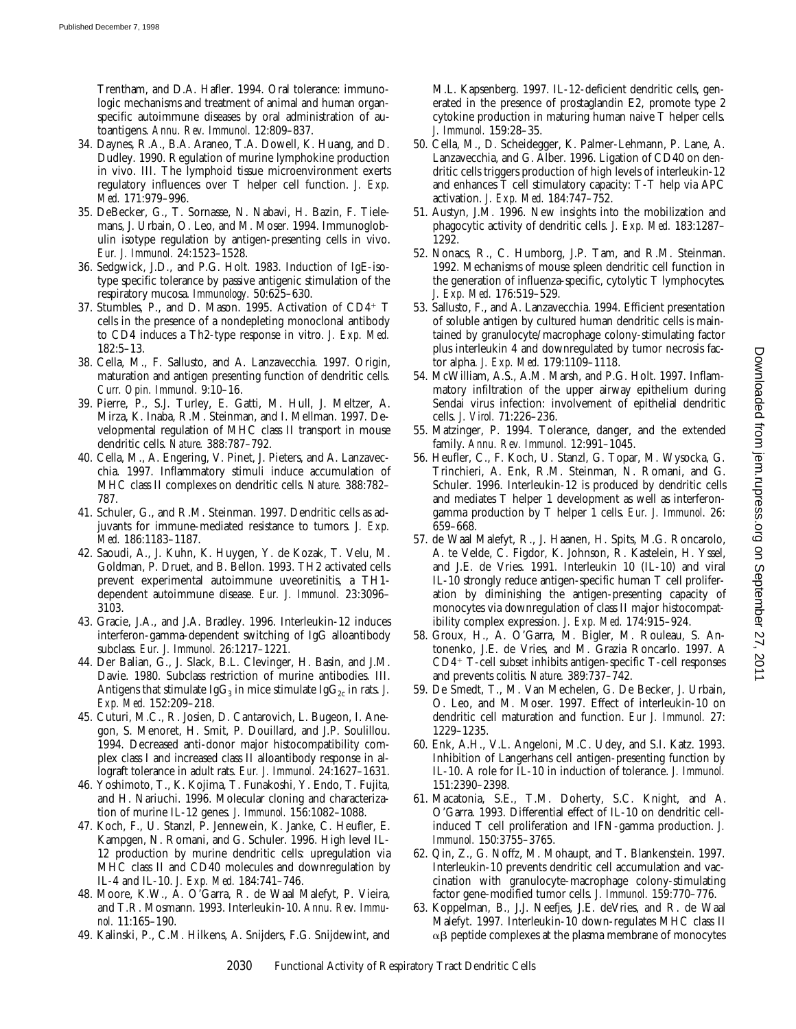Trentham, and D.A. Hafler. 1994. Oral tolerance: immunologic mechanisms and treatment of animal and human organ-specific autoimmune diseases by oral administration of autoantigens. *Annu. Rev. Immunol.* 12:809–837.

34. Daynes, R.A., B.A. Araneo, T.A. Dowell, K. Huang, and D. Dudley. 1990. Regulation of murine lymphokine production in vivo. III. The lymphoid tissue microenvironment exerts regulatory influences over T helper cell function. *J. Exp. Med.* 171:979–996.
35. DeBecker, G., T. Sornasse, N. Nabavi, H. Bazin, F. Tielemans, J. Urbain, O. Leo, and M. Moser. 1994. Immunoglobulin isotype regulation by antigen-presenting cells in vivo. *Eur. J. Immunol.* 24:1523–1528.
36. Sedgwick, J.D., and P.G. Holt. 1983. Induction of IgE-isotype specific tolerance by passive antigenic stimulation of the respiratory mucosa. *Immunology.* 50:625–630.
37. Stumbles, P., and D. Mason. 1995. Activation of $CD4^+$ T cells in the presence of a nondepleting monoclonal antibody to CD4 induces a Th2-type response in vitro. *J. Exp. Med.* 182:5–13.
38. Cella, M., F. Sallusto, and A. Lanzavecchia. 1997. Origin, maturation and antigen presenting function of dendritic cells. *Curr. Opin. Immunol.* 9:10–16.
39. Pierre, P., S.J. Turley, E. Gatti, M. Hull, J. Meltzer, A. Mirza, K. Inaba, R.M. Steinman, and I. Mellman. 1997. Developmental regulation of MHC class II transport in mouse dendritic cells. *Nature.* 388:787–792.
40. Cella, M., A. Engering, V. Pinet, J. Pieters, and A. Lanzavecchia. 1997. Inflammatory stimuli induce accumulation of MHC class II complexes on dendritic cells. *Nature.* 388:782–787.
41. Schuler, G., and R.M. Steinman. 1997. Dendritic cells as adjuvants for immune-mediated resistance to tumors. *J. Exp. Med.* 186:1183–1187.
42. Saoudi, A., J. Kuhn, K. Huygen, Y. de Kozak, T. Velu, M. Goldman, P. Druet, and B. Bellon. 1993. TH2 activated cells prevent experimental autoimmune uveoretinitis, a TH1-dependent autoimmune disease. *Eur. J. Immunol.* 23:3096–3103.
43. Gracie, J.A., and J.A. Bradley. 1996. Interleukin-12 induces interferon-gamma-dependent switching of IgG alloantibody subclass. *Eur. J. Immunol.* 26:1217–1221.
44. Der Balian, G., J. Slack, B.L. Clevinger, H. Basin, and J.M. Davie. 1980. Subclass restriction of murine antibodies. III. Antigens that stimulate $IgG_3$ in mice stimulate $IgG_{2c}$ in rats. *J. Exp. Med.* 152:209–218.
45. Cuturi, M.C., R. Josien, D. Cantarovich, L. Bugeon, I. Anegon, S. Menoret, H. Smit, P. Douillard, and J.P. Soulillou. 1994. Decreased anti-donor major histocompatibility complex class I and increased class II alloantibody response in allograft tolerance in adult rats. *Eur. J. Immunol.* 24:1627–1631.
46. Yoshimoto, T., K. Kojima, T. Funakoshi, Y. Endo, T. Fujita, and H. Nariuchi. 1996. Molecular cloning and characterization of murine IL-12 genes. *J. Immunol.* 156:1082–1088.
47. Koch, F., U. Stanzl, P. Jennewein, K. Janke, C. Heufler, E. Kampgen, N. Romani, and G. Schuler. 1996. High level IL-12 production by murine dendritic cells: upregulation via MHC class II and CD40 molecules and downregulation by IL-4 and IL-10. *J. Exp. Med.* 184:741–746.
48. Moore, K.W., A. O'Garra, R. de Waal Malefyt, P. Vieira, and T.R. Mosmann. 1993. Interleukin-10. *Annu. Rev. Immunol.* 11:165–190.
49. Kalinski, P., C.M. Hilkens, A. Snijders, F.G. Snijdewint, and M.L. Kapsenberg. 1997. IL-12-deficient dendritic cells, generated in the presence of prostaglandin E2, promote type 2 cytokine production in maturing human naive T helper cells. *J. Immunol.* 159:28–35.
50. Cella, M., D. Scheidegger, K. Palmer-Lehmann, P. Lane, A. Lanzavecchia, and G. Alber. 1996. Ligation of CD40 on dendritic cells triggers production of high levels of interleukin-12 and enhances T cell stimulatory capacity: T-T help via APC activation. *J. Exp. Med.* 184:747–752.
51. Austyn, J.M. 1996. New insights into the mobilization and phagocytic activity of dendritic cells. *J. Exp. Med.* 183:1287–1292.
52. Nonacs, R., C. Humborg, J.P. Tam, and R.M. Steinman. 1992. Mechanisms of mouse spleen dendritic cell function in the generation of influenza-specific, cytolytic T lymphocytes. *J. Exp. Med.* 176:519–529.
53. Sallusto, F., and A. Lanzavecchia. 1994. Efficient presentation of soluble antigen by cultured human dendritic cells is maintained by granulocyte/macrophage colony-stimulating factor plus interleukin 4 and downregulated by tumor necrosis factor alpha. *J. Exp. Med.* 179:1109–1118.
54. McWilliam, A.S., A.M. Marsh, and P.G. Holt. 1997. Inflammatory infiltration of the upper airway epithelium during Sendai virus infection: involvement of epithelial dendritic cells. *J. Virol.* 71:226–236.
55. Matzinger, P. 1994. Tolerance, danger, and the extended family. *Annu. Rev. Immunol.* 12:991–1045.
56. Heufler, C., F. Koch, U. Stanzl, G. Topar, M. Wysocka, G. Trinchieri, A. Enk, R.M. Steinman, N. Romani, and G. Schuler. 1996. Interleukin-12 is produced by dendritic cells and mediates T helper 1 development as well as interferon-gamma production by T helper 1 cells. *Eur. J. Immunol.* 26:659–668.
57. de Waal Malefyt, R., J. Haanen, H. Spits, M.G. Roncarolo, A. te Velde, C. Figdor, K. Johnson, R. Kastelein, H. Yssel, and J.E. de Vries. 1991. Interleukin 10 (IL-10) and viral IL-10 strongly reduce antigen-specific human T cell proliferation by diminishing the antigen-presenting capacity of monocytes via downregulation of class II major histocompatibility complex expression. *J. Exp. Med.* 174:915–924.
58. Groux, H., A. O'Garra, M. Bigler, M. Rouleau, S. Antonenko, J.E. de Vries, and M. Grazia Roncarlo. 1997. A $CD4^+$ T-cell subset inhibits antigen-specific T-cell responses and prevents colitis. *Nature.* 389:737–742.
59. De Smedt, T., M. Van Mechelen, G. De Becker, J. Urbain, O. Leo, and M. Moser. 1997. Effect of interleukin-10 on dendritic cell maturation and function. *Eur J. Immunol.* 27:1229–1235.
60. Enk, A.H., V.L. Angeloni, M.C. Udey, and S.I. Katz. 1993. Inhibition of Langerhans cell antigen-presenting function by IL-10. A role for IL-10 in induction of tolerance. *J. Immunol.* 151:2390–2398.
61. Macatonia, S.E., T.M. Doherty, S.C. Knight, and A. O'Garra. 1993. Differential effect of IL-10 on dendritic cell-induced T cell proliferation and IFN-gamma production. *J. Immunol.* 150:3755–3765.
62. Qin, Z., G. Noffz, M. Mohaupt, and T. Blankenstein. 1997. Interleukin-10 prevents dendritic cell accumulation and vaccination with granulocyte-macrophage colony-stimulating factor gene-modified tumor cells. *J. Immunol.* 159:770–776.
63. Koppelman, B., J.J. Neefjes, J.E. deVries, and R. de Waal Malefyt. 1997. Interleukin-10 down-regulates MHC class II $\alpha\beta$ peptide complexes at the plasma membrane of monocytes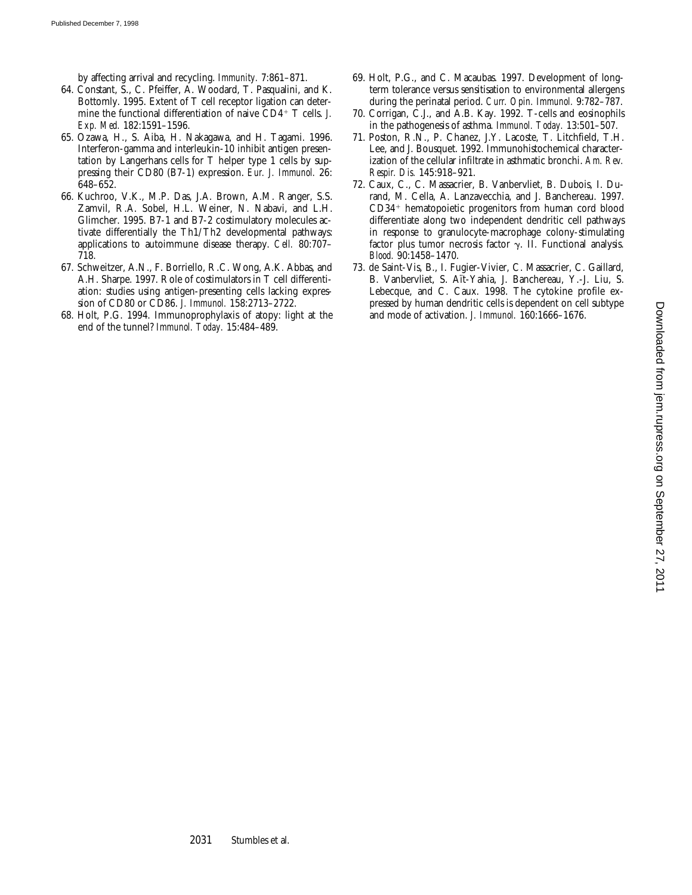by affecting arrival and recycling. *Immunity.* 7:861–871.

64. Constant, S., C. Pfeiffer, A. Woodard, T. Pasqualini, and K. Bottomly. 1995. Extent of T cell receptor ligation can determine the functional differentiation of naive $CD4^+$ T cells. *J. Exp. Med.* 182:1591–1596.
65. Ozawa, H., S. Aiba, H. Nakagawa, and H. Tagami. 1996. Interferon-gamma and interleukin-10 inhibit antigen presentation by Langerhans cells for T helper type 1 cells by suppressing their CD80 (B7-1) expression. *Eur. J. Immunol.* 26: 648–652.
66. Kuchroo, V.K., M.P. Das, J.A. Brown, A.M. Ranger, S.S. Zamvil, R.A. Sobel, H.L. Weiner, N. Nabavi, and L.H. Glimcher. 1995. B7-1 and B7-2 costimulatory molecules activate differentially the Th1/Th2 developmental pathways: applications to autoimmune disease therapy. *Cell.* 80:707–718.
67. Schweitzer, A.N., F. Borriello, R.C. Wong, A.K. Abbas, and A.H. Sharpe. 1997. Role of costimulators in T cell differentiation: studies using antigen-presenting cells lacking expression of CD80 or CD86. *J. Immunol.* 158:2713–2722.
68. Holt, P.G. 1994. Immunoprophylaxis of atopy: light at the end of the tunnel? *Immunol. Today.* 15:484–489.
69. Holt, P.G., and C. Macaubas. 1997. Development of long-term tolerance versus sensitisation to environmental allergens during the perinatal period. *Curr. Opin. Immunol.* 9:782–787.
70. Corrigan, C.J., and A.B. Kay. 1992. T-cells and eosinophils in the pathogenesis of asthma. *Immunol. Today.* 13:501–507.
71. Poston, R.N., P. Chanez, J.Y. Lacoste, T. Litchfield, T.H. Lee, and J. Bousquet. 1992. Immunohistochemical characterization of the cellular infiltrate in asthmatic bronchi. *Am. Rev. Respir. Dis.* 145:918–921.
72. Caux, C., C. Massacrier, B. Vanbervliet, B. Dubois, I. Durand, M. Cella, A. Lanzavecchia, and J. Banchereau. 1997. $CD34^+$ hematopoietic progenitors from human cord blood differentiate along two independent dendritic cell pathways in response to granulocyte-macrophage colony-stimulating factor plus tumor necrosis factor $\gamma$. II. Functional analysis. *Blood.* 90:1458–1470.
73. de Saint-Vis, B., I. Fugier-Vivier, C. Massacrier, C. Gaillard, B. Vanbervliet, S. Aït-Yahia, J. Banchereau, Y.-J. Liu, S. Lebecque, and C. Caux. 1998. The cytokine profile expressed by human dendritic cells is dependent on cell subtype and mode of activation. *J. Immunol.* 160:1666–1676.